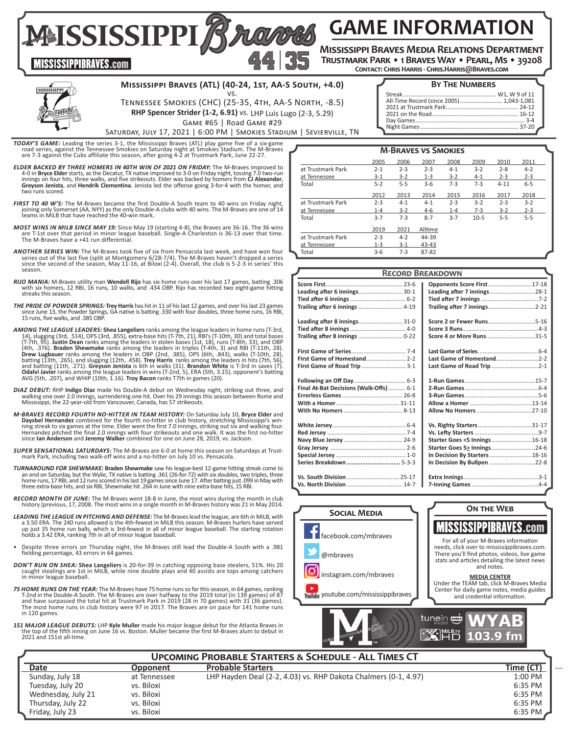# MISSISSIPPI Braves — GAME INFORMATION

**MISSISSIPPIBRAVES.com**

**Mississippi Braves Media Relations Department**
**Trustmark Park • 1 Braves Way • Pearl, MS • 39208**
**Contact: Chris Harris - Chris.Harris@Braves.com**

## Mississippi Braves (ATL) (40-24, 1st, AA-S South, +4.0)
vs.
Tennessee Smokies (CHC) (25-35, 4th, AA-S North, -8.5)
**RHP Spencer Strider (1-2, 6.91)** vs. LHP Luis Lugo (2-3, 5.29)
Game #65 | Road Game #29
Saturday, July 17, 2021 | 6:00 PM | Smokies Stadium | Sevierville, TN

### By The Numbers

| | |
|---|---|
| Streak | W1, W 9 of 11 |
| All-Time Record (since 2005) | 1,043-1,081 |
| 2021 at Trustmark Park | 24-12 |
| 2021 on the Road | 16-12 |
| Day Games | 3-4 |
| Night Games | 37-20 |

***TODAY'S GAME:*** Leading the series 3-1, the Mississippi Braves (ATL) play game five of a six-game road series, against the Tennessee Smokies on Saturday night at Smokies Stadium. The M-Braves are 7-3 against the Cubs affiliate this season, after going 4-2 at Trustmark Park, June 22-27.

***ELDER BACKED BY THREE HOMERS IN 40TH WIN OF 2021 ON FRIDAY:*** The M-Braves improved to 4-0 in **Bryce Elder** starts, as the Decatur, TX native improved to 3-0 on Friday night, tossing 7.0 two-run innings on four hits, three walks, and five strikeouts. Elder was backed by homers from **CJ Alexander**, **Greyson Jenista**, and **Hendrik Clementina**. Jenista led the offense going 3-for-4 with the homer, and two runs scored.

***FIRST TO 40 W'S:*** The M-Braves became the first Double-A South team to 40 wins on Friday night, joining only Somerset (AA, NYY) as the only Double-A clubs with 40 wins. The M-Braves are one of 14 teams in MiLB that have reached the 40-win mark.

***MOST WINS IN MILB SINCE MAY 19:*** Since May 19 (starting 4-8), the Braves are 36-16. The 36 wins are T-1st over that period in minor league baseball. Single-A Charleston is 36-13 over that time. The M-Braves have a +41 run differential.

***ANOTHER SERIES WIN:*** The M-Braves took five of six from Pensacola last week, and have won four series out of the last five (split at Montgomery 6/28-7/4). The M-Braves haven't dropped a series since the second of the season, May 11-16, at Biloxi (2-4). Overall, the club is 5-2-3 in series' this season.

***RIJO MANIA:*** M-Braves utility man **Wendell Rijo** has six home runs over his last 17 games, batting .306 with six homers, 12 RBI, 16 runs, 10 walks, and .434 OBP. Rijo has recorded two eight-game hitting streaks this season.

***THE PRIDE OF POWDER SPRINGS:*** **Trey Harris** has hit in 11 of his last 12 games, and over his last 23 games since June 13, the Powder Springs, GA native is batting .330 with four doubles, three home runs, 16 RBI, 15 runs, five walks, and .385 OBP.

***AMONG THE LEAGUE LEADERS:*** **Shea Langeliers** ranks among the league leaders in home runs (T-3rd, 14), slugging (3rd, .514), OPS (3rd, .855), extra-base hits (T-7th, 21), RBI's (T-10th, 30) and total bases (T-7th, 95). **Justin Dean** ranks among the leaders in stolen bases (1st, 18), runs (T-8th, 33), and OBP (4th, .376). **Braden Shewmake** ranks among the leaders in triples (T-4th, 3) and RBI (T-11th, 28). **Drew Lugbauer** ranks among the leaders in OBP (2nd, .385), OPS (6th, .843), walks (T-10th, 28), batting (13th, .265), and slugging (12th, .458). **Trey Harris** ranks among the leaders in hits (7th, 56), and batting (11th, .271). **Greyson Jenista** is 6th in walks (31). **Brandon White** is T-3rd in saves (7). **Odalvi Javier** ranks among the league leaders in wins (T-2nd, 5), ERA (5th, 3.15), opponent's batting AVG (5th, .207), and WHIP (10th, 1.16). **Troy Bacon** ranks T7th in games (20).

***DIAZ DEBUT:*** RHP **Indigo Diaz** made his Double-A debut on Wednesday night, striking out three, and walking one over 2.0 innings, surrendering one hit. Over his 29 innings this season between Rome and Mississippi, the 22-year-old from Vancouver, Canada, has 57 strikeouts.

***M-BRAVES RECORD FOURTH NO-HITTER IN TEAM HISTORY:*** On Saturday July 10, **Bryce Elder** and **Daysbel Hernandez** combined for the fourth no-hitter in club history, stretching Mississippi's winning streak to six games at the time. Elder went the first 7.0 innings, striking out six and walking four. Hernandez pitched the final 2.0 innings with four strikeouts and one walk. It was the first no-hitter since **Ian Anderson** and **Jeremy Walker** combined for one on June 28, 2019, vs. Jackson.

***SUPER SENSATIONAL SATURDAYS:*** The M-Braves are 6-0 at home this season on Saturdays at Trustmark Park, including two walk-off wins and a no-hitter on July 10 vs. Pensacola.

***TURNAROUND FOR SHEWMAKE:*** **Braden Shewmake** saw his league-best 12-game hitting streak come to an end on Saturday, but the Wylie, TX native is batting .361 (26-for-72) with six doubles, two triples, three home runs, 17 RBI, and 12 runs scored in his last 19 games since June 17. After batting just .099 in May with three extra-base hits, and six RBI, Shewmake hit .264 in June with nine extra-base hits, 15 RBI.

***RECORD MONTH OF JUNE:*** The M-Braves went 18-8 in June, the most wins during the month in club history (previous, 17, 2008. The most wins in a single month in M-Braves history was 21 in May 2014.

***LEADING THE LEAGUE IN PITCHING AND DEFENSE:*** The M-Braves lead the league, are 6th in MiLB, with a 3.50 ERA. The 240 runs allowed is the 4th-fewest in MiLB this season. M-Braves hurlers have served up just 35 home run balls, which is 3rd-fewest in all of minor league baseball. The starting rotation holds a 3.42 ERA, ranking 7th in all of minor league baseball.

- Despite three errors on Thursday night, the M-Braves still lead the Double-A South with a .981 fielding percentage, 43 errors in 64 games.

***DON'T RUN ON SHEA:*** **Shea Langeliers** is 20-for-39 in catching opposing base stealers, 51%. His 20 caught stealings are T-1st in MiLB, while nine double plays and 40 assists are tops among catchers in minor league baseball.

***75 HOME RUNS ON THE YEAR:*** The M-Braves have 75 home runs so far this season, in 64 games, ranking T-2nd in the Double-A South. The M-Braves are over halfway to the 2019 total (in 139 games) of 87 and have surpassed the total hit at Trustmark Park in 2019 (28 in 70 games) with 31 (36 games). The most home runs in club history were 97 in 2017. The Braves are on pace for 141 home runs in 120 games.

***151 MAJOR LEAGUE DEBUTS:*** LHP **Kyle Muller** made his major league debut for the Atlanta Braves in the top of the fifth inning on June 16 vs. Boston. Muller became the first M-Braves alum to debut in 2021 and 151st all-time.

### M-Braves vs Smokies

| | 2005 | 2006 | 2007 | 2008 | 2009 | 2010 | 2011 |
|---|---|---|---|---|---|---|---|
| at Trustmark Park | 2-1 | 2-3 | 2-3 | 4-1 | 3-2 | 2-8 | 4-2 |
| at Tennessee | 3-1 | 3-2 | 1-3 | 3-2 | 4-1 | 2-3 | 2-3 |
| Total | 5-2 | 5-5 | 3-6 | 7-3 | 7-3 | 4-11 | 6-5 |
| | **2012** | **2013** | **2014** | **2015** | **2016** | **2017** | **2018** |
| at Trustmark Park | 2-3 | 4-1 | 4-1 | 2-3 | 3-2 | 2-3 | 3-2 |
| at Tennessee | 1-4 | 3-2 | 4-6 | 1-4 | 7-3 | 3-2 | 2-3 |
| Total | 3-7 | 7-3 | 8-7 | 3-7 | 10-5 | 5-5 | 5-5 |
| | **2019** | **2021** | **Alltime** | | | | |
| at Trustmark Park | 2-3 | 4-2 | 44-39 | | | | |
| at Tennessee | 1-3 | 3-1 | 43-43 | | | | |
| Total | 3-6 | 7-3 | 87-82 | | | | |

### Record Breakdown

| | | | |
|---|---|---|---|
| Score First | 23-6 | Opponents Score First | 17-18 |
| Leading after 6 innings | 30-1 | Leading after 7 innings | 28-1 |
| Tied after 6 innings | 6-2 | Tied after 7 innings | 7-2 |
| Trailing after 6 innings | 4-19 | Trailing after 7 innings | 2-21 |
| Leading after 8 innings | 31-0 | Score 2 or Fewer Runs | 5-16 |
| Tied after 8 innings | 4-0 | Score 3 Runs | 4-3 |
| Trailing after 8 innings | 0-22 | Score 4 or More Runs | 31-5 |
| First Game of Series | 7-4 | Last Game of Series | 6-4 |
| First Game of Homestand | 2-2 | Last Game of Homestand | 2-2 |
| First Game of Road Trip | 3-1 | Last Game of Road Trip | 2-1 |
| Following an Off Day | 6-3 | 1-Run Games | 15-7 |
| Final At-Bat Decisions (Walk-Offs) | 6-1 | 2-Run Games | 6-4 |
| Errorless Games | 26-8 | 3-Run Games | 5-6 |
| With a Homer | 31-11 | Allow a Homer | 13-14 |
| With No Homers | 8-13 | Allow No Homers | 27-10 |
| White Jersey | 6-4 | Vs. Righty Starters | 31-17 |
| Red Jersey | 7-4 | Vs. Lefty Starters | 9-7 |
| Navy Blue Jersey | 24-9 | Starter Goes <5 Innings | 16-18 |
| Gray Jersey | 2-6 | Starter Goes 5≥ Innings | 24-6 |
| Special Jersey | 1-0 | In Decision By Starters | 18-16 |
| Series Breakdown | 5-3-3 | In Decision By Bullpen | 22-8 |
| Vs. South Division | 25-17 | Extra Innings | 3-1 |
| Vs. North Division | 14-7 | 7-Inning Games | 4-4 |

### Social Media

facebook.com/mbraves
@mbraves
instagram.com/mbraves
youtube.com/mississippibraves

### On The Web

**MISSISSIPPIBRAVES.com**

For all of your M-Braves information needs, click over to mississippibraves.com. There you'll find photos, videos, live game stats and articles detailing the latest news and notes.

**MEDIA CENTER**
Under the TEAM tab, click M-Braves Media Center for daily game notes, media guides and credential information.

tunein RADIO | MiLB.TV | WYAB HD 103.9 fm

### Upcoming Probable Starters & Schedule - All Times CT

| Date | Opponent | Probable Starters | Time (CT) |
|---|---|---|---|
| Sunday, July 18 | at Tennessee | LHP Hayden Deal (2-2, 4.03) vs. RHP Dakota Chalmers (0-1, 4.97) | 1:00 PM |
| Tuesday, July 20 | vs. Biloxi | | 6:35 PM |
| Wednesday, July 21 | vs. Biloxi | | 6:35 PM |
| Thursday, July 22 | vs. Biloxi | | 6:35 PM |
| Friday, July 23 | vs. Biloxi | | 6:35 PM |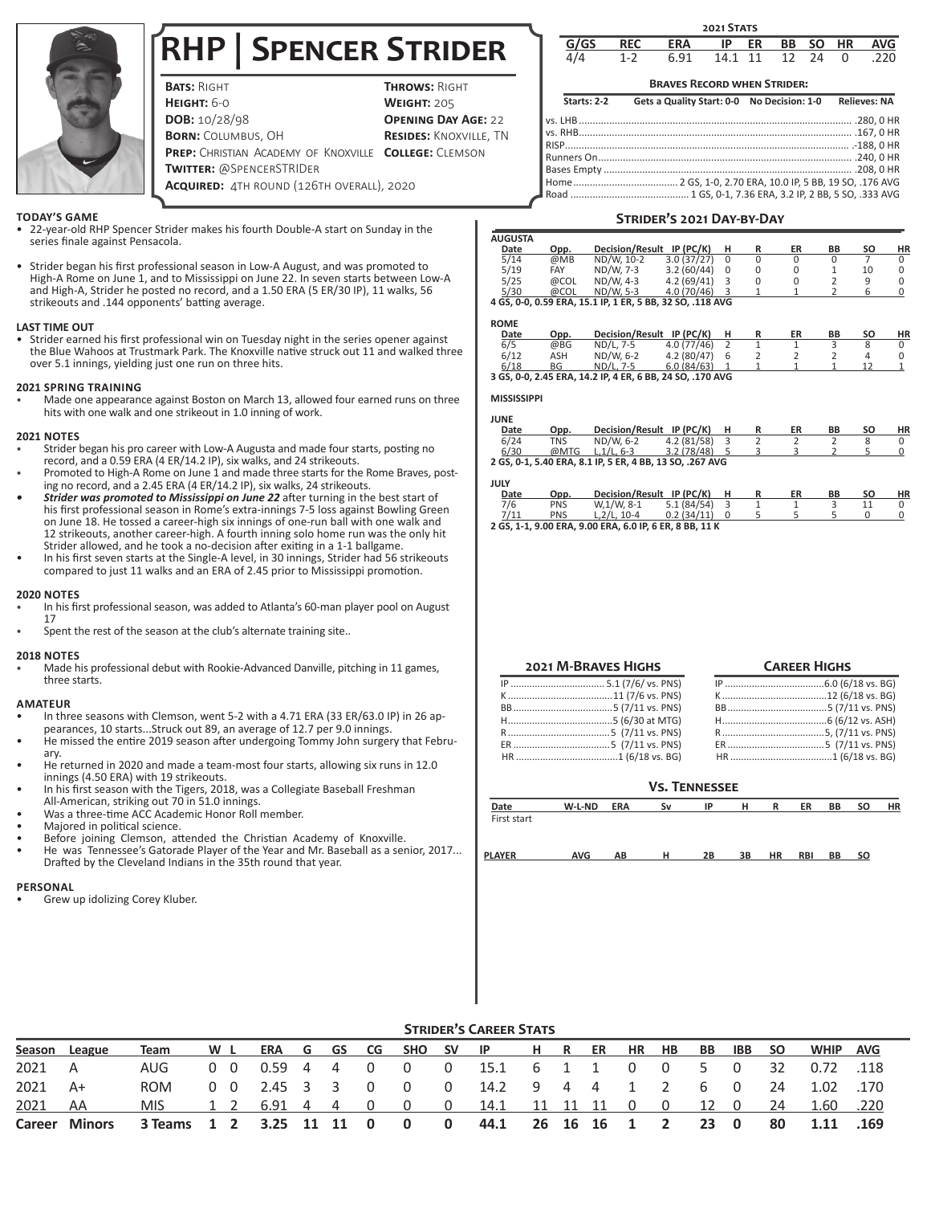# RHP | Spencer Strider

**Bats:** Right | **Throws:** Right
**Height:** 6-0 | **Weight:** 205
**DOB:** 10/28/98 | **Opening Day Age:** 22
**Born:** Columbus, OH | **Resides:** Knoxville, TN
**Prep:** Christian Academy of Knoxville | **College:** Clemson
**Twitter:** @SpencerSTRIDer
**Acquired:** 4th round (126th overall), 2020

## 2021 Stats

| G/GS | REC | ERA | IP | ER | BB | SO | HR | AVG |
|---|---|---|---|---|---|---|---|---|
| 4/4 | 1-2 | 6.91 | 14.1 | 11 | 12 | 24 | 0 | .220 |

**Braves Record when Strider:**

Starts: 2-2 | Gets a Quality Start: 0-0 | No Decision: 1-0 | Relieves: NA

vs. LHB .......... .280, 0 HR
vs. RHB .......... .167, 0 HR
RISP .......... .-188, 0 HR
Runners On .......... .240, 0 HR
Bases Empty .......... .208, 0 HR
Home .......... 2 GS, 1-0, 2.70 ERA, 10.0 IP, 5 BB, 19 SO, .176 AVG
Road .......... 1 GS, 0-1, 7.36 ERA, 3.2 IP, 2 BB, 5 SO, .333 AVG

## Today's Game

- 22-year-old RHP Spencer Strider makes his fourth Double-A start on Sunday in the series finale against Pensacola.
- Strider began his first professional season in Low-A August, and was promoted to High-A Rome on June 1, and to Mississippi on June 22. In seven starts between Low-A and High-A, Strider he posted no record, and a 1.50 ERA (5 ER/30 IP), 11 walks, 56 strikeouts and .144 opponents' batting average.

## Last Time Out

- Strider earned his first professional win on Tuesday night in the series opener against the Blue Wahoos at Trustmark Park. The Knoxville native struck out 11 and walked three over 5.1 innings, yielding just one run on three hits.

## 2021 Spring Training

- Made one appearance against Boston on March 13, allowed four earned runs on three hits with one walk and one strikeout in 1.0 inning of work.

## 2021 Notes

- Strider began his pro career with Low-A Augusta and made four starts, posting no record, and a 0.59 ERA (4 ER/14.2 IP), six walks, and 24 strikeouts.
- Promoted to High-A Rome on June 1 and made three starts for the Rome Braves, posting no record, and a 2.45 ERA (4 ER/14.2 IP), six walks, 24 strikeouts.
- ***Strider was promoted to Mississippi on June 22*** after turning in the best start of his first professional season in Rome's extra-innings 7-5 loss against Bowling Green on June 18. He tossed a career-high six innings of one-run ball with one walk and 12 strikeouts, another career-high. A fourth inning solo home run was the only hit Strider allowed, and he took a no-decision after exiting in a 1-1 ballgame.
- In his first seven starts at the Single-A level, in 30 innings, Strider had 56 strikeouts compared to just 11 walks and an ERA of 2.45 prior to Mississippi promotion.

## 2020 Notes

- In his first professional season, was added to Atlanta's 60-man player pool on August 17
- Spent the rest of the season at the club's alternate training site..

## 2018 Notes

- Made his professional debut with Rookie-Advanced Danville, pitching in 11 games, three starts.

## Amateur

- In three seasons with Clemson, went 5-2 with a 4.71 ERA (33 ER/63.0 IP) in 26 appearances, 10 starts...Struck out 89, an average of 12.7 per 9.0 innings.
- He missed the entire 2019 season after undergoing Tommy John surgery that February.
- He returned in 2020 and made a team-most four starts, allowing six runs in 12.0 innings (4.50 ERA) with 19 strikeouts.
- In his first season with the Tigers, 2018, was a Collegiate Baseball Freshman All-American, striking out 70 in 51.0 innings.
- Was a three-time ACC Academic Honor Roll member.
- Majored in political science.
- Before joining Clemson, attended the Christian Academy of Knoxville.
- He was Tennessee's Gatorade Player of the Year and Mr. Baseball as a senior, 2017... Drafted by the Cleveland Indians in the 35th round that year.

## Personal

- Grew up idolizing Corey Kluber.

## Strider's 2021 Day-by-Day

**AUGUSTA**

| Date | Opp. | Decision/Result | IP (PC/K) | H | R | ER | BB | SO | HR |
|---|---|---|---|---|---|---|---|---|---|
| 5/14 | @MB | ND/W, 10-2 | 3.0 (37/27) | 0 | 0 | 0 | 0 | 7 | 0 |
| 5/19 | FAY | ND/W, 7-3 | 3.2 (60/44) | 0 | 0 | 0 | 1 | 10 | 0 |
| 5/25 | @COL | ND/W, 4-3 | 4.2 (69/41) | 3 | 0 | 0 | 2 | 9 | 0 |
| 5/30 | @COL | ND/W, 5-3 | 4.0 (70/46) | 3 | 1 | 1 | 2 | 6 | 0 |

**4 GS, 0-0, 0.59 ERA, 15.1 IP, 1 ER, 5 BB, 32 SO, .118 AVG**

**ROME**

| Date | Opp. | Decision/Result | IP (PC/K) | H | R | ER | BB | SO | HR |
|---|---|---|---|---|---|---|---|---|---|
| 6/5 | @BG | ND/L, 7-5 | 4.0 (77/46) | 2 | 1 | 1 | 3 | 8 | 0 |
| 6/12 | ASH | ND/W, 6-2 | 4.2 (80/47) | 6 | 2 | 2 | 2 | 4 | 0 |
| 6/18 | BG | ND/L, 7-5 | 6.0 (84/63) | 1 | 1 | 1 | 1 | 12 | 1 |

**3 GS, 0-0, 2.45 ERA, 14.2 IP, 4 ER, 6 BB, 24 SO, .170 AVG**

**MISSISSIPPI**

**JUNE**

| Date | Opp. | Decision/Result | IP (PC/K) | H | R | ER | BB | SO | HR |
|---|---|---|---|---|---|---|---|---|---|
| 6/24 | TNS | ND/W, 6-2 | 4.2 (81/58) | 3 | 2 | 2 | 2 | 8 | 0 |
| 6/30 | @MTG | L,1/L, 6-3 | 3.2 (78/48) | 5 | 3 | 3 | 2 | 5 | 0 |

**2 GS, 0-1, 5.40 ERA, 8.1 IP, 5 ER, 4 BB, 13 SO, .267 AVG**

**JULY**

| Date | Opp. | Decision/Result | IP (PC/K) | H | R | ER | BB | SO | HR |
|---|---|---|---|---|---|---|---|---|---|
| 7/6 | PNS | W,1/W, 8-1 | 5.1 (84/54) | 3 | 1 | 1 | 3 | 11 | 0 |
| 7/11 | PNS | L,2/L, 10-4 | 0.2 (34/11) | 0 | 5 | 5 | 5 | 0 | 0 |

**2 GS, 1-1, 9.00 ERA, 9.00 ERA, 6.0 IP, 6 ER, 8 BB, 11 K**

## 2021 M-Braves Highs

IP .......... 5.1 (7/6/ vs. PNS)
K .......... 11 (7/6 vs. PNS)
BB .......... 5 (7/11 vs. PNS)
H .......... 5 (6/30 at MTG)
R .......... 5 (7/11 vs. PNS)
ER .......... 5 (7/11 vs. PNS)
HR .......... 1 (6/18 vs. BG)

## Career Highs

IP .......... 6.0 (6/18 vs. BG)
K .......... 12 (6/18 vs. BG)
BB .......... 5 (7/11 vs. PNS)
H .......... 6 (6/12 vs. ASH)
R .......... 5, (7/11 vs. PNS)
ER .......... 5 (7/11 vs. PNS)
HR .......... 1 (6/18 vs. BG)

## Vs. Tennessee

| Date | W-L-ND | ERA | Sv | IP | H | R | ER | BB | SO | HR |
|---|---|---|---|---|---|---|---|---|---|---|
| First start | | | | | | | | | | |

| PLAYER | AVG | AB | H | 2B | 3B | HR | RBI | BB | SO |
|---|---|---|---|---|---|---|---|---|---|

## Strider's Career Stats

| Season | League | Team | W | L | ERA | G | GS | CG | SHO | SV | IP | H | R | ER | HR | HB | BB | IBB | SO | WHIP | AVG |
|---|---|---|---|---|---|---|---|---|---|---|---|---|---|---|---|---|---|---|---|---|---|
| 2021 | A | AUG | 0 | 0 | 0.59 | 4 | 4 | 0 | 0 | 0 | 15.1 | 6 | 1 | 1 | 0 | 0 | 5 | 0 | 32 | 0.72 | .118 |
| 2021 | A+ | ROM | 0 | 0 | 2.45 | 3 | 3 | 0 | 0 | 0 | 14.2 | 9 | 4 | 4 | 1 | 2 | 6 | 0 | 24 | 1.02 | .170 |
| 2021 | AA | MIS | 1 | 2 | 6.91 | 4 | 4 | 0 | 0 | 0 | 14.1 | 11 | 11 | 11 | 0 | 0 | 12 | 0 | 24 | 1.60 | .220 |
| **Career** | **Minors** | **3 Teams** | **1** | **2** | **3.25** | **11** | **11** | **0** | **0** | **0** | **44.1** | **26** | **16** | **16** | **1** | **2** | **23** | **0** | **80** | **1.11** | **.169** |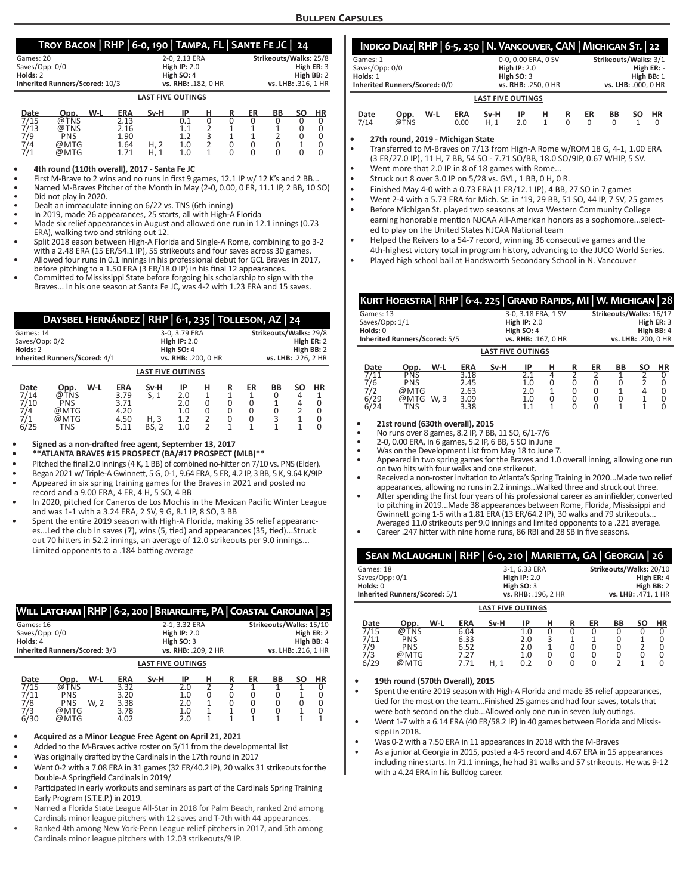## Bullpen Capsules

### Troy Bacon | RHP | 6-0, 190 | Tampa, FL | Sante Fe JC | 24

| Games: 20 | 2-0, 2.13 ERA | Strikeouts/Walks: 25/8 |
|---|---|---|
| Saves/Opp: 0/0 | High IP: 2.0 | High ER: 3 |
| Holds: 2 | High SO: 4 | High BB: 2 |
| Inherited Runners/Scored: 10/3 | vs. RHB: .182, 0 HR | vs. LHB: .316, 1 HR |

**LAST FIVE OUTINGS**

| Date | Opp. | W-L | ERA | Sv-H | IP | H | R | ER | BB | SO | HR |
|---|---|---|---|---|---|---|---|---|---|---|---|
| 7/15 | @TNS | | 2.13 | | 0.1 | 0 | 0 | 0 | 0 | 0 | 0 |
| 7/13 | @TNS | | 2.16 | | 1.1 | 2 | 1 | 1 | 1 | 0 | 0 |
| 7/9 | PNS | | 1.90 | | 1.2 | 3 | 1 | 1 | 2 | 0 | 0 |
| 7/4 | @MTG | | 1.64 | H, 2 | 1.0 | 2 | 0 | 0 | 0 | 1 | 0 |
| 7/1 | @MTG | | 1.71 | H, 1 | 1.0 | 1 | 0 | 0 | 0 | 0 | 0 |

- **4th round (110th overall), 2017 - Santa Fe JC**
- First M-Brave to 2 wins and no runs in first 9 games, 12.1 IP w/ 12 K's and 2 BB...
- Named M-Braves Pitcher of the Month in May (2-0, 0.00, 0 ER, 11.1 IP, 2 BB, 10 SO)
- Did not play in 2020.
- Dealt an immaculate inning on 6/22 vs. TNS (6th inning)
- In 2019, made 26 appearances, 25 starts, all with High-A Florida
- Made six relief appearances in August and allowed one run in 12.1 innings (0.73 ERA), walking two and striking out 12.
- Split 2018 eason between High-A Florida and Single-A Rome, combining to go 3-2 with a 2.48 ERA (15 ER/54.1 IP), 55 strikeouts and four saves across 30 games.
- Allowed four runs in 0.1 innings in his professional debut for GCL Braves in 2017, before pitching to a 1.50 ERA (3 ER/18.0 IP) in his final 12 appearances.
- Committed to Mississippi State before forgoing his scholarship to sign with the Braves... In his one season at Santa Fe JC, was 4-2 with 1.23 ERA and 15 saves.

### Daysbel Hernández | RHP | 6-1, 235 | Tolleson, AZ | 24

| Games: 14 | 3-0, 3.79 ERA | Strikeouts/Walks: 29/8 |
|---|---|---|
| Saves/Opp: 0/2 | High IP: 2.0 | High ER: 2 |
| Holds: 2 | High SO: 4 | High BB: 2 |
| Inherited Runners/Scored: 4/1 | vs. RHB: .200, 0 HR | vs. LHB: .226, 2 HR |

**LAST FIVE OUTINGS**

| Date | Opp. | W-L | ERA | Sv-H | IP | H | R | ER | BB | SO | HR |
|---|---|---|---|---|---|---|---|---|---|---|---|
| 7/14 | @TNS | | 3.79 | S, 1 | 2.0 | 1 | 1 | 1 | 0 | 4 | 1 |
| 7/10 | PNS | | 3.71 | | 2.0 | 0 | 0 | 0 | 1 | 4 | 0 |
| 7/4 | @MTG | | 4.20 | | 1.0 | 0 | 0 | 0 | 0 | 2 | 0 |
| 7/1 | @MTG | | 4.50 | H, 3 | 1.2 | 2 | 0 | 0 | 3 | 1 | 0 |
| 6/25 | TNS | | 5.11 | BS, 2 | 1.0 | 2 | 1 | 1 | 1 | 1 | 0 |

- **Signed as a non-drafted free agent, September 13, 2017**
- **ATLANTA BRAVES #15 PROSPECT (BA/#17 PROSPECT (MLB)**
- Pitched the final 2.0 innings (4 K, 1 BB) of combined no-hitter on 7/10 vs. PNS (Elder).
- Began 2021 w/ Triple-A Gwinnett, 5 G, 0-1, 9.64 ERA, 5 ER, 4.2 IP, 3 BB, 5 K, 9.64 K/9IP
- Appeared in six spring training games for the Braves in 2021 and posted no record and a 9.00 ERA, 4 ER, 4 H, 5 SO, 4 BB
- In 2020, pitched for Caneros de Los Mochis in the Mexican Pacific Winter League and was 1-1 with a 3.24 ERA, 2 SV, 9 G, 8.1 IP, 8 SO, 3 BB
- Spent the entire 2019 season with High-A Florida, making 35 relief appearances...Led the club in saves (7), wins (5, tied) and appearances (35, tied)...Struck out 70 hitters in 52.2 innings, an average of 12.0 strikeouts per 9.0 innings... Limited opponents to a .184 batting average

### Will Latcham | RHP | 6-2, 200 | Briarcliffe, PA | Coastal Carolina | 25

| Games: 16 | 2-1, 3.32 ERA | Strikeouts/Walks: 15/10 |
|---|---|---|
| Saves/Opp: 0/0 | High IP: 2.0 | High ER: 2 |
| Holds: 4 | High SO: 3 | High BB: 4 |
| Inherited Runners/Scored: 3/3 | vs. RHB: .209, 2 HR | vs. LHB: .216, 1 HR |

**LAST FIVE OUTINGS**

| Date | Opp. | W-L | ERA | Sv-H | IP | H | R | ER | BB | SO | HR |
|---|---|---|---|---|---|---|---|---|---|---|---|
| 7/15 | @TNS | | 3.32 | | 2.0 | 2 | 2 | 1 | 1 | 1 | 0 |
| 7/11 | PNS | | 3.20 | | 1.0 | 0 | 0 | 0 | 0 | 1 | 0 |
| 7/8 | PNS | W, 2 | 3.38 | | 2.0 | 1 | 0 | 0 | 0 | 0 | 0 |
| 7/3 | @MTG | | 3.78 | | 1.0 | 1 | 1 | 0 | 0 | 1 | 0 |
| 6/30 | @MTG | | 4.02 | | 2.0 | 1 | 1 | 1 | 1 | 1 | 1 |

- **Acquired as a Minor League Free Agent on April 21, 2021**
- Added to the M-Braves active roster on 5/11 from the developmental list
- Was originally drafted by the Cardinals in the 17th round in 2017
- Went 0-2 with a 7.08 ERA in 31 games (32 ER/40.2 IP), 20 walks 31 strikeouts for the Double-A Springfield Cardinals in 2019/
- Participated in early workouts and seminars as part of the Cardinals Spring Training Early Program (S.T.E.P.) in 2019.
- Named a Florida State League All-Star in 2018 for Palm Beach, ranked 2nd among Cardinals minor league pitchers with 12 saves and T-7th with 44 appearances.
- Ranked 4th among New York-Penn League relief pitchers in 2017, and 5th among Cardinals minor league pitchers with 12.03 strikeouts/9 IP.

### Indigo Diaz | RHP | 6-5, 250 | N. Vancouver, CAN | Michigan St. | 22

| Games: 1 | 0-0, 0.00 ERA, 0 SV | Strikeouts/Walks: 3/1 |
|---|---|---|
| Saves/Opp: 0/0 | High IP: 2.0 | High ER: - |
| Holds: 1 | High SO: 3 | High BB: 1 |
| Inherited Runners/Scored: 0/0 | vs. RHB: .250, 0 HR | vs. LHB: .000, 0 HR |

**LAST FIVE OUTINGS**

| Date | Opp. | W-L | ERA | Sv-H | IP | H | R | ER | BB | SO | HR |
|---|---|---|---|---|---|---|---|---|---|---|---|
| 7/14 | @TNS | | 0.00 | H, 1 | 2.0 | 1 | 0 | 0 | 0 | 1 | 0 |

- **27th round, 2019 - Michigan State**
- Transferred to M-Braves on 7/13 from High-A Rome w/ROM 18 G, 4-1, 1.00 ERA (3 ER/27.0 IP), 11 H, 7 BB, 54 SO - 7.71 SO/BB, 18.0 SO/9IP, 0.67 WHIP, 5 SV.
- Went more that 2.0 IP in 8 of 18 games with Rome...
- Struck out 8 over 3.0 IP on 5/28 vs. GVL, 1 BB, 0 H, 0 R.
- Finished May 4-0 with a 0.73 ERA (1 ER/12.1 IP), 4 BB, 27 SO in 7 games
- Went 2-4 with a 5.73 ERA for Mich. St. in '19, 29 BB, 51 SO, 44 IP, 7 SV, 25 games
- Before Michigan St. played two seasons at Iowa Western Community College earning honorable mention NJCAA All-American honors as a sophomore...selected to play on the United States NJCAA National team
- Helped the Reivers to a 54-7 record, winning 36 consecutive games and the 4th-highest victory total in program history, advancing to the JUCO World Series.
- Played high school ball at Handsworth Secondary School in N. Vancouver

### Kurt Hoekstra | RHP | 6-4. 225 | Grand Rapids, MI | W. Michigan | 28

| Games: 13 | 3-0, 3.18 ERA, 1 SV | Strikeouts/Walks: 16/17 |
|---|---|---|
| Saves/Opp: 1/1 | High IP: 2.0 | High ER: 3 |
| Holds: 0 | High SO: 4 | High BB: 4 |
| Inherited Runners/Scored: 5/5 | vs. RHB: .167, 0 HR | vs. LHB: .200, 0 HR |

**LAST FIVE OUTINGS**

| Date | Opp. | W-L | ERA | Sv-H | IP | H | R | ER | BB | SO | HR |
|---|---|---|---|---|---|---|---|---|---|---|---|
| 7/11 | PNS | | 3.18 | | 2.1 | 4 | 2 | 2 | 1 | 2 | 0 |
| 7/6 | PNS | | 2.45 | | 1.0 | 0 | 0 | 0 | 0 | 2 | 0 |
| 7/2 | @MTG | | 2.63 | | 2.0 | 1 | 0 | 0 | 1 | 4 | 0 |
| 6/29 | @MTG | W, 3 | 3.09 | | 1.0 | 0 | 0 | 0 | 0 | 1 | 0 |
| 6/24 | TNS | | 3.38 | | 1.1 | 1 | 0 | 0 | 1 | 1 | 0 |

- **21st round (630th overall), 2015**
- No runs over 8 games, 8.2 IP, 7 BB, 11 SO, 6/1-7/6
- 2-0, 0.00 ERA, in 6 games, 5.2 IP, 6 BB, 5 SO in June
- Was on the Development List from May 18 to June 7.
- Appeared in two spring games for the Braves and 1.0 overall inning, allowing one run on two hits with four walks and one strikeout.
- Received a non-roster invitation to Atlanta's Spring Training in 2020...Made two relief appearances, allowing no runs in 2.2 innings...Walked three and struck out three.
- After spending the first four years of his professional career as an infielder, converted to pitching in 2019...Made 38 appearances between Rome, Florida, Mississippi and Gwinnett going 1-5 with a 1.81 ERA (13 ER/64.2 IP), 30 walks and 79 strikeouts... Averaged 11.0 strikeouts per 9.0 innings and limited opponents to a .221 average.
- Career .247 hitter with nine home runs, 86 RBI and 28 SB in five seasons.

### Sean McLaughlin | RHP | 6-0, 210 | Marietta, GA | Georgia | 26

| Games: 18 | 3-1, 6.33 ERA | Strikeouts/Walks: 20/10 |
|---|---|---|
| Saves/Opp: 0/1 | High IP: 2.0 | High ER: 4 |
| Holds: 0 | High SO: 3 | High BB: 2 |
| Inherited Runners/Scored: 5/1 | vs. RHB: .196, 2 HR | vs. LHB: .471, 1 HR |

**LAST FIVE OUTINGS**

| Date | Opp. | W-L | ERA | Sv-H | IP | H | R | ER | BB | SO | HR |
|---|---|---|---|---|---|---|---|---|---|---|---|
| 7/15 | @TNS | | 6.04 | | 1.0 | 0 | 0 | 0 | 0 | 0 | 0 |
| 7/11 | PNS | | 6.33 | | 2.0 | 3 | 1 | 1 | 0 | 1 | 0 |
| 7/9 | PNS | | 6.52 | | 2.0 | 1 | 0 | 0 | 0 | 2 | 0 |
| 7/3 | @MTG | | 7.27 | | 1.0 | 0 | 0 | 0 | 0 | 0 | 0 |
| 6/29 | @MTG | | 7.71 | H, 1 | 0.2 | 0 | 0 | 0 | 2 | 1 | 0 |

- **19th round (570th Overall), 2015**
- Spent the entire 2019 season with High-A Florida and made 35 relief appearances, tied for the most on the team...Finished 25 games and had four saves, totals that were both second on the club...Allowed only one run in seven July outings.
- Went 1-7 with a 6.14 ERA (40 ER/58.2 IP) in 40 games between Florida and Mississippi in 2018.
- Was 0-2 with a 7.50 ERA in 11 appearances in 2018 with the M-Braves
- As a junior at Georgia in 2015, posted a 4-5 record and 4.67 ERA in 15 appearances including nine starts. In 71.1 innings, he had 31 walks and 57 strikeouts. He was 9-12 with a 4.24 ERA in his Bulldog career.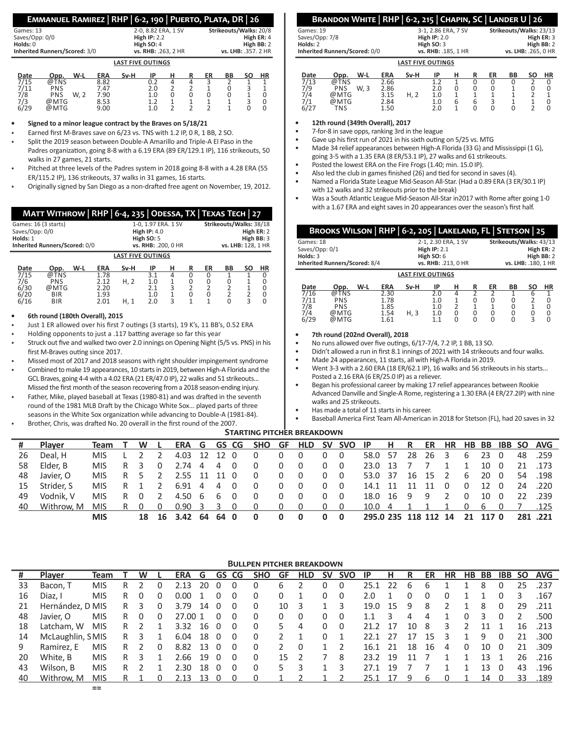## Emmanuel Ramirez | RHP | 6-2, 190 | Puerto Plata, DR | 26

Games: 13 | 2-0, 8.82 ERA, 1 SV | Strikeouts/Walks: 20/8
Saves/Opp: 0/0 | High IP: 2.2 | High ER: 4
Holds: 0 | High SO: 4 | High BB: 2
Inherited Runners/Scored: 3/0 | vs. RHB: .263, 2 HR | vs. LHB: .357. 2 HR

**LAST FIVE OUTINGS**

| Date | Opp. | W-L | ERA | Sv-H | IP | H | R | ER | BB | SO | HR |
|---|---|---|---|---|---|---|---|---|---|---|---|
| 7/15 | @TNS | | 8.82 | | 0.2 | 4 | 4 | 3 | 2 | 1 | 1 |
| 7/11 | PNS | | 7.47 | | 2.0 | 2 | 2 | 1 | 0 | 3 | 1 |
| 7/8 | PNS | W, 2 | 7.90 | | 1.0 | 0 | 0 | 0 | 0 | 1 | 0 |
| 7/3 | @MTG | | 8.53 | | 1.2 | 1 | 1 | 1 | 1 | 3 | 0 |
| 6/29 | @MTG | | 9.00 | | 1.0 | 2 | 2 | 2 | 1 | 0 | 0 |

- **Signed to a minor league contract by the Braves on 5/18/21**
- Earned first M-Braves save on 6/23 vs. TNS with 1.2 IP, 0 R, 1 BB, 2 SO.
- Split the 2019 season between Double-A Amarillo and Triple-A El Paso in the Padres organization, going 8-8 with a 6.19 ERA (89 ER/129.1 IP), 116 strikeouts, 50 walks in 27 games, 21 starts.
- Pitched at three levels of the Padres system in 2018 going 8-8 with a 4.28 ERA (55 ER/115.2 IP), 136 strikeouts, 37 walks in 31 games, 16 starts.
- Originally signed by San Diego as a non-drafted free agent on November, 19, 2012.

## Matt Withrow | RHP | 6-4, 235 | Odessa, TX | Texas Tech | 27

Games: 16 (3 starts) | 1-0, 1.97 ERA. 1 SV | Strikeouts/Walks: 38/18
Saves/Opp: 0/0 | High IP: 4.0 | High ER: 2
Holds: 1 | High SO: 5 | High BB: 3
Inherited Runners/Scored: 0/0 | vs. RHB: .200, 0 HR | vs. LHB: 128, 1 HR

**LAST FIVE OUTINGS**

| Date | Opp. | W-L | ERA | Sv-H | IP | H | R | ER | BB | SO | HR |
|---|---|---|---|---|---|---|---|---|---|---|---|
| 7/15 | @TNS | | 1.78 | | 3.1 | 4 | 0 | 0 | 1 | 1 | 0 |
| 7/6 | PNS | | 2.12 | H, 2 | 1.0 | 1 | 0 | 0 | 0 | 1 | 0 |
| 6/30 | @MTG | | 2.20 | | 2.1 | 3 | 2 | 2 | 2 | 1 | 0 |
| 6/20 | BIR | | 1.93 | | 1.0 | 1 | 0 | 0 | 2 | 2 | 0 |
| 6/16 | BIR | | 2.01 | H, 1 | 2.0 | 3 | 1 | 1 | 0 | 3 | 0 |

- **6th round (180th Overall), 2015**
- Just 1 ER allowed over his first 7 outings (3 starts), 19 K's, 11 BB's, 0.52 ERA
- Holding opponents to just a .117 batting average so far this year
- Struck out five and walked two over 2.0 innings on Opening Night (5/5 vs. PNS) in his first M-Braves outing since 2017.
- Missed most of 2017 and 2018 seasons with right shoulder impingement syndrome
- Combined to make 19 appearances, 10 starts in 2019, between High-A Florida and the GCL Braves, going 4-4 with a 4.02 ERA (21 ER/47.0 IP), 22 walks and 51 strikeouts... Missed the first month of the season recovering from a 2018 season-ending injury.
- Father, Mike, played baseball at Texas (1980-81) and was drafted in the seventh round of the 1981 MLB Draft by the Chicago White Sox... played parts of three seasons in the White Sox organization while advancing to Double-A (1981-84).
- Brother, Chris, was drafted No. 20 overall in the first round of the 2007.

## Brandon White | RHP | 6-2, 215 | Chapin, SC | Lander U | 26

Games: 19 | 3-1, 2.86 ERA, 7 SV | Strikeouts/Walks: 23/13
Saves/Opp: 7/8 | High IP: 2.0 | High ER: 3
Holds: 2 | High SO: 3 | High BB: 2
Inherited Runners/Scored: 0/0 | vs. RHB: .185, 1 HR | vs. LHB: .265, 0 HR

**LAST FIVE OUTINGS**

| Date | Opp. | W-L | ERA | Sv-H | IP | H | R | ER | BB | SO | HR |
|---|---|---|---|---|---|---|---|---|---|---|---|
| 7/13 | @TNS | | 2.66 | | 1.2 | 1 | 0 | 0 | 0 | 2 | 0 |
| 7/9 | PNS | W, 3 | 2.86 | | 2.0 | 0 | 0 | 0 | 1 | 0 | 0 |
| 7/4 | @MTG | | 3.15 | H, 2 | 1.0 | 1 | 1 | 1 | 1 | 2 | 1 |
| 7/1 | @MTG | | 2.84 | | 1.0 | 6 | 6 | 3 | 1 | 1 | 0 |
| 6/27 | TNS | | 1.50 | | 2.0 | 1 | 0 | 0 | 0 | 2 | 0 |

- **12th round (349th Overall), 2017**
- 7-for-8 in save opps, ranking 3rd in the league
- Gave up his first run of 2021 in his sixth outing on 5/25 vs. MTG
- Made 34 relief appearances between High-A Florida (33 G) and Mississippi (1 G), going 3-5 with a 1.35 ERA (8 ER/53.1 IP), 27 walks and 61 strikeouts.
- Posted the lowest ERA on the Fire Frogs (1.40; min. 15.0 IP).
- Also led the club in games finished (26) and tied for second in saves (4).
- Named a Florida State League Mid-Season All-Star. (Had a 0.89 ERA (3 ER/30.1 IP) with 12 walks and 32 strikeouts prior to the break)
- Was a South Atlantic League Mid-Season All-Star in2017 with Rome after going 1-0 with a 1.67 ERA and eight saves in 20 appearances over the season's first half.

## Brooks Wilson | RHP | 6-2, 205 | Lakeland, FL | Stetson | 25

Games: 18 | 2-1, 2.30 ERA, 1 SV | Strikeouts/Walks: 43/13
Saves/Opp: 0/1 | High IP: 2.1 | High ER: 2
Holds: 3 | High SO: 6 | High BB: 2
Inherited Runners/Scored: 8/4 | vs. RHB: .213, 0 HR | vs. LHB: .180, 1 HR

**LAST FIVE OUTINGS**

| Date | Opp. | W-L | ERA | Sv-H | IP | H | R | ER | BB | SO | HR |
|---|---|---|---|---|---|---|---|---|---|---|---|
| 7/16 | @TNS | | 2.30 | | 2.0 | 4 | 2 | 2 | 1 | 6 | 1 |
| 7/11 | PNS | | 1.78 | | 1.0 | 1 | 0 | 0 | 0 | 2 | 0 |
| 7/8 | PNS | | 1.85 | | 1.0 | 2 | 1 | 1 | 0 | 1 | 0 |
| 7/4 | @MTG | | 1.54 | H, 3 | 1.0 | 0 | 0 | 0 | 0 | 0 | 0 |
| 6/29 | @MTG | | 1.61 | | 1.1 | 0 | 0 | 0 | 0 | 3 | 0 |

- **7th round (202nd Overall), 2018**
- No runs allowed over five outings, 6/17-7/4, 7.2 IP, 1 BB, 13 SO.
- Didn't allowed a run in first 8.1 innings of 2021 with 14 strikeouts and four walks.
- Made 24 appearances, 11 starts, all with High-A Florida in 2019.
- Went 3-3 with a 2.60 ERA (18 ER/62.1 IP), 16 walks and 56 strikeouts in his starts... Posted a 2.16 ERA (6 ER/25.0 IP) as a reliever.
- Began his professional career by making 17 relief appearances between Rookie Advanced Danville and Single-A Rome, registering a 1.30 ERA (4 ER/27.2IP) with nine walks and 25 strikeouts.
- Has made a total of 11 starts in his career.
- Baseball America First Team All-American in 2018 for Stetson (FL), had 20 saves in 32

## Starting pitcher breakdown

| # | Player | Team | T | W | L | ERA | G | GS | CG | SHO | GF | HLD | SV | SVO | IP | H | R | ER | HR | HB | BB | IBB | SO | AVG |
|---|---|---|---|---|---|---|---|---|---|---|---|---|---|---|---|---|---|---|---|---|---|---|---|---|
| 26 | Deal, H | MIS | L | 2 | 2 | 4.03 | 12 | 12 | 0 | 0 | 0 | 0 | 0 | 0 | 58.0 | 57 | 28 | 26 | 3 | 6 | 23 | 0 | 48 | .259 |
| 58 | Elder, B | MIS | R | 3 | 0 | 2.74 | 4 | 4 | 0 | 0 | 0 | 0 | 0 | 0 | 23.0 | 13 | 7 | 7 | 1 | 1 | 10 | 0 | 21 | .173 |
| 48 | Javier, O | MIS | R | 5 | 2 | 2.55 | 11 | 11 | 0 | 0 | 0 | 0 | 0 | 0 | 53.0 | 37 | 16 | 15 | 2 | 6 | 20 | 0 | 54 | .198 |
| 15 | Strider, S | MIS | R | 1 | 2 | 6.91 | 4 | 4 | 0 | 0 | 0 | 0 | 0 | 0 | 14.1 | 11 | 11 | 11 | 0 | 0 | 12 | 0 | 24 | .220 |
| 49 | Vodnik, V | MIS | R | 0 | 2 | 4.50 | 6 | 6 | 0 | 0 | 0 | 0 | 0 | 0 | 18.0 | 16 | 9 | 9 | 2 | 0 | 10 | 0 | 22 | .239 |
| 40 | Withrow, M | MIS | R | 0 | 0 | 0.90 | 3 | 3 | 0 | 0 | 0 | 0 | 0 | 0 | 10.0 | 4 | 1 | 1 | 1 | 0 | 6 | 0 | 7 | .125 |
| | | MIS | | 18 | 16 | 3.42 | 64 | 64 | 0 | 0 | 0 | 0 | 0 | 0 | 295.0 | 235 | 118 | 112 | 14 | 21 | 117 | 0 | 281 | .221 |

## Bullpen pitcher breakdown

| # | Player | Team | T | W | L | ERA | G | GS | CG | SHO | GF | HLD | SV | SVO | IP | H | R | ER | HR | HB | BB | IBB | SO | AVG |
|---|---|---|---|---|---|---|---|---|---|---|---|---|---|---|---|---|---|---|---|---|---|---|---|---|
| 33 | Bacon, T | MIS | R | 2 | 0 | 2.13 | 20 | 0 | 0 | 0 | 6 | 2 | 0 | 0 | 25.1 | 22 | 6 | 6 | 1 | 1 | 8 | 0 | 25 | .237 |
| 16 | Diaz, I | MIS | R | 0 | 0 | 0.00 | 1 | 0 | 0 | 0 | 0 | 1 | 0 | 0 | 2.0 | 1 | 0 | 0 | 0 | 1 | 1 | 0 | 3 | .167 |
| 21 | Hernández, D | MIS | R | 3 | 0 | 3.79 | 14 | 0 | 0 | 0 | 10 | 3 | 1 | 3 | 19.0 | 15 | 9 | 8 | 2 | 1 | 8 | 0 | 29 | .211 |
| 48 | Javier, O | MIS | R | 0 | 0 | 27.00 | 1 | 0 | 0 | 0 | 0 | 0 | 0 | 0 | 1.1 | 3 | 4 | 4 | 1 | 0 | 3 | 0 | 2 | .500 |
| 18 | Latcham, W | MIS | R | 2 | 1 | 3.32 | 16 | 0 | 0 | 0 | 5 | 4 | 0 | 0 | 21.2 | 17 | 10 | 8 | 3 | 2 | 11 | 1 | 16 | .213 |
| 14 | McLaughlin, S | MIS | R | 3 | 1 | 6.04 | 18 | 0 | 0 | 0 | 2 | 1 | 0 | 1 | 22.1 | 27 | 17 | 15 | 3 | 1 | 9 | 0 | 21 | .300 |
| 9 | Ramirez, E | MIS | R | 2 | 0 | 8.82 | 13 | 0 | 0 | 0 | 2 | 0 | 1 | 2 | 16.1 | 21 | 18 | 16 | 4 | 0 | 10 | 0 | 21 | .309 |
| 20 | White, B | MIS | R | 3 | 1 | 2.66 | 19 | 0 | 0 | 0 | 15 | 2 | 7 | 8 | 23.2 | 19 | 11 | 7 | 1 | 1 | 13 | 1 | 26 | .216 |
| 43 | Wilson, B | MIS | R | 2 | 1 | 2.30 | 18 | 0 | 0 | 0 | 5 | 3 | 1 | 3 | 27.1 | 19 | 7 | 7 | 1 | 1 | 13 | 0 | 43 | .196 |
| 40 | Withrow, M | MIS | R | 1 | 0 | 2.13 | 13 | 0 | 0 | 0 | 1 | 2 | 1 | 2 | 25.1 | 17 | 9 | 6 | 0 | 1 | 14 | 0 | 33 | .189 |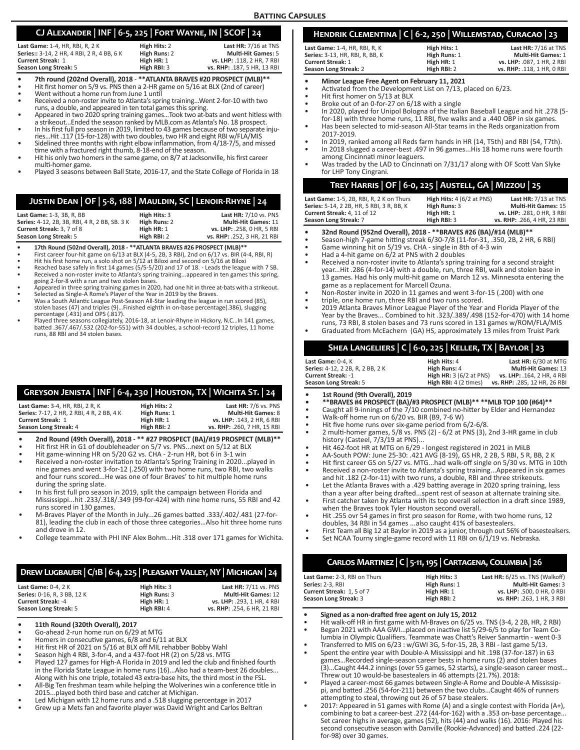# Batting Capsules

## CJ Alexander | INF | 6-5, 225 | Fort Wayne, IN | SCOF | 24

| | | |
|---|---|---|
| **Last Game:** 1-4, HR, RBI, R, 2 K | **High Hits:** 2 | **Last HR:** 7/16 at TNS |
| **Series::** 3-14, 2 HR, 4 RBI, 2 R, 4 BB, 6 K | **High Runs:** 2 | **Multi-Hit Games:** 5 |
| **Current Streak:** 1 | **High HR:** 1 | **vs. LHP:** .118, 2 HR, 7 RBI |
| **Season Long Streak:** 5 | **High RBI:** 3 | **vs. RHP:** .187, 5 HR, 13 RBI |

- **7th round (202nd Overall), 2018 - **ATLANTA BRAVES #20 PROSPECT (MLB)****
- Hit first homer on 5/9 vs. PNS then a 2-HR game on 5/16 at BLX (2nd of career)
- Went without a home run from June 1 until
- Received a non-roster invite to Atlanta's spring training...Went 2-for-10 with two runs, a double, and appeared in ten total games this spring.
- Appeared in two 2020 spring training games...Took two at-bats and went hitless with a strikeout...Ended the season ranked by MLB.com as Atlanta's No. 18 prospect.
- In his first full pro season in 2019, limited to 43 games because of two separate injuries...Hit .117 (15-for-128) with two doubles, two HR and eight RBI w/FLA/MIS
- Sidelined three months with right elbow inflammation, from 4/18-7/5, and missed time with a fractured right thumb, 8-18-end of the season.
- Hit his only two homers in the same game, on 8/7 at Jacksonville, his first career multi-homer game.
- Played 3 seasons between Ball State, 2016-17, and the State College of Florida in 18

## Justin Dean | OF | 5-8, 188 | Mauldin, SC | Lenoir-Rhyne | 24

| | | |
|---|---|---|
| **Last Game:** 1-3, 3B, R, BB | **High Hits:** 3 | **Last HR:** 7/10 vs. PNS |
| **Series:** 4-12, 2B, 3B, RBI, 4 R, 2 BB, SB. 3 K | **High Runs:** 2 | **Multi-Hit Games:** 11 |
| **Current Streak:** 3, 7 of 8 | **High HR:** 1 | **vs. LHP:** .258, 0 HR, 5 RBI |
| **Season Long Streak:** 5 | **High RBI:** 2 | **vs. RHP:** .252, 3 HR, 21 RBI |

- **17th Round (502nd Overall), 2018 - **ATLANTA BRAVES #26 PROSPECT (MLB)****
- First career four-hit game on 6/13 at BLX (4-5, 2B, 3 RBI), 2nd on 6/17 vs. BIR (4-4, RBI, R)
- Hit his first home run, a solo shot on 5/12 at Biloxi and second on 5/16 at Biloxi
- Reached base safely in first 14 games (5/5-5/20) and 17 of 18. - Leads the league with 7 SB.
- Received a non-roster invite to Atlanta's spring training...appeared in ten games this spring, going 2-for-8 with a run and two stolen bases.
- Appeared in three spring training games in 2020, had one hit in three at-bats with a strikeout.
- Selected as Single-A Rome's Player of the Year in 2019 by the Braves.
- Was a South Atlantic League Post-Season All-Star leading the league in run scored (85), stolen bases (47) and triples (9)...Finished eighth in on-base percentage(.386), slugging percentage (.431) and OPS (.817).
- Played three seasons collegiately, 2016-18, at Lenoir-Rhyne in Hickory, N.C...In 141 games, batted .367/.467/.532 (202-for-551) with 34 doubles, a school-record 12 triples, 11 home runs, 88 RBI and 34 stolen bases.

## Greyson Jenista | INF | 6-4, 230 | Houston, TX | Wichita St. | 24

| | | |
|---|---|---|
| **Last Game:** 3-4, HR, RBI, 2 R, K | **High Hits:** 2 | **Last HR:** 7/6 vs. PNS |
| **Series:** 7-17, 2 HR, 2 RBI, 4 R, 2 BB, 4 K | **High Runs:** 1 | **Multi-Hit Games:** 8 |
| **Current Streak:** 1 | **High HR:** 1 | **vs. LHP:** .143, 2 HR, 6 RBI |
| **Season Long Streak:** 4 | **High RBI:** 2 | **vs. RHP:** .260, 7 HR, 15 RBI |

- **2nd Round (49th Overall), 2018 - ** #27 PROSPECT (BA)/#19 PROSPECT (MLB)****
- Hit first HR in G1 of doubleheader on 5/7 vs. PNS...next on 5/12 at BLX
- Hit game-winning HR on 5/20 G2 vs. CHA - 2-run HR, bot 6 in 3-1 win
- Received a non-roster invitation to Atlanta's Spring Training in 2020...played in nine games and went 3-for-12 (.250) with two home runs, two RBI, two walks and four runs scored...He was one of four Braves' to hit multiple home runs during the spring slate.
- In his first full pro season in 2019, split the campaign between Florida and Mississippi...hit .233/.318/.349 (99-for-424) with nine home runs, 55 RBI and 42 runs scored in 130 games.
- M-Braves Player of the Month in July...26 games batted .333/.402/.481 (27-for-81), leading the club in each of those three categories...Also hit three home runs and drove in 12.
- College teammate with PHI INF Alex Bohm...Hit .318 over 171 games for Wichita.

## Drew Lugbauer | C/1B | 6-4, 225 | Pleasant Valley, NY | Michigan | 24

| | | |
|---|---|---|
| **Last Game:** 0-4, 2 K | **High Hits:** 3 | **Last HR:** 7/11 vs. PNS |
| **Series:** 0-16, R, 3 BB, 12 K | **High Runs:** 3 | **Multi-Hit Games:** 12 |
| **Current Streak:** -4 | **High HR:** 1 | **vs. LHP:** .293, 1 HR, 4 RBI |
| **Season Long Streak:** 5 | **High RBI:** 4 | **vs. RHP:** .254, 6 HR, 21 RBI |

- **11th Round (320th Overall), 2017**
- Go-ahead 2-run home run on 6/29 at MTG
- Homers in consecutive games, 6/8 and 6/11 at BLX
- Hit first HR of 2021 on 5/16 at BLX off MIL rehabber Bobby Wahl
- Season high 4 RBI, 3-for-4, and a 437-foot HR (2) on 5/28 vs. MTG
- Played 127 games for High-A Florida in 2019 and led the club and finished fourth in the Florida State League in home runs (16)...Also had a team-best 26 doubles... Along with his one triple, totaled 43 extra-base hits, the third most in the FSL.
- All-Big Ten freshman team while helping the Wolverines win a conference title in 2015...played both third base and catcher at Michigan.
- Led Michigan with 12 home runs and a .518 slugging percentage in 2017
- Grew up a Mets fan and favorite player was David Wright and Carlos Beltran

## Hendrik Clementina | C | 6-2, 250 | Willemstad, Curacao | 23

| | | |
|---|---|---|
| **Last Game:** 1-4, HR, RBI, R, K | **High Hits:** 1 | **Last HR:** 7/16 at TNS |
| **Series:** 3-13, HR, RBI, R, BB, K | **High Runs:** 1 | **Multi-Hit Games:** 1 |
| **Current Streak:** 1 | **High HR:** 1 | **vs. LHP:** .087, 1 HR, 2 RBI |
| **Season Long Streak:** 2 | **High RBI:** 2 | **vs. RHP:** .118, 1 HR, 0 RBI |

- **Minor League Free Agent on February 11, 2021**
- Activated from the Development List on 7/13, placed on 6/23.
- Hit first homer on 5/13 at BLX
- Broke out of an 0-for-27 on 6/18 with a single
- In 2020, played for Unipol Bologna of the Italian Baseball League and hit .278 (5-for-18) with three home runs, 11 RBI, five walks and a .440 OBP in six games.
- Has been selected to mid-season All-Star teams in the Reds organization from 2017-2019.
- In 2019, ranked among all Reds farm hands in HR (14, T5th) and RBI (54, T7th).
- In 2018 slugged a career-best .497 in 96 games...His 18 home runs were fourth among Cincinnati minor leaguers.
- Was traded by the LAD to Cincinnati on 7/31/17 along with OF Scott Van Slyke for LHP Tony Cingrani.

## Trey Harris | OF | 6-0, 225 | Austell, GA | Mizzou | 25

| | | |
|---|---|---|
| **Last Game:** 1-4, HR, RBI, R, 2 K on Thurs | **High Hits:** 4 (6/2 at PNS) | **Last HR:** 7/13 at TNS |
| **Series:** 5-14, 2 2B, HR, 5 RBI, 3 R, BB, K | **High Runs:** 3 | **Multi-Hit Games:** 15 |
| **Current Streak:** 4, 11 of 12 | **High HR:** 1 | **vs. LHP:** .281, 0 HR, 3 RBI |
| **Season Long Streak:** 7 | **High RBI:** 3 | **vs. RHP:** .266, 4 HR, 23 RBI |

- **32nd Round (952nd Overall), 2018 - **BRAVES #26 (BA)/#14 (MLB)****
- Season-high 7-game hitting streak 6/30-7/8 (11-for-31, .350, 2B, 2 HR, 6 RBI)
- Game winning hit on 5/19 vs. CHA - single in 8th of 4-3 win
- Had a 4-hit game on 6/2 at PNS with 2 doubles
- Received a non-roster invite to Atlanta's spring training for a second straight year...Hit .286 (4-for-14) with a double, run, three RBI, walk and stolen base in 13 games. Had his only multi-hit game on March 12 vs. Minnesota entering the game as a replacement for Marcell Ozuna.
- Non-Roster invite in 2020 in 11 games and went 3-for-15 (.200) with one
- triple, one home run, three RBI and two runs scored.
- 2019 Atlanta Braves Minor League Player of the Year and Florida Player of the Year by the Braves... Combined to hit .323/.389/.498 (152-for-470) with 14 home runs, 73 RBI, 8 stolen bases and 73 runs scored in 131 games w/ROM/FLA/MIS
- Graduated from McEachern (GA) HS, approximately 13 miles from Truist Park

## Shea Langeliers | C | 6-0, 225 | Keller, TX | Baylor | 23

| | | |
|---|---|---|
| **Last Game:** 0-4, K | **High Hits:** 4 | **Last HR:** 6/30 at MTG |
| **Series:** 4-12, 2 2B, R, 2 BB, 2 K | **High Runs:** 4 | **Multi-Hit Games:** 13 |
| **Current Streak:** -1 | **High HR:** 3 (6/2 at PNS) | **vs. LHP:** .164, 2 HR, 4 RBI |
| **Season Long Streak:** 5 | **High RBI:** 4 (2 times) | **vs. RHP:** .285, 12 HR, 26 RBI |

- **1st Round (9th Overall), 2019**
- ****BRAVES #4 PROSPECT (BA)/#3 PROSPECT (MLB)** **MLB TOP 100 (#64)****
- Caught all 9-innings of the 7/10 combined no-hitter by Elder and Hernandez
- Walk-off home run on 6/20 vs. BIR (B9, 7-6 W)
- Hit five home runs over six-game period from 6/2-6/8.
- 2 multi-homer games, 5/8 vs. PNS (2) - 6/2 at PNS (3), 2nd 3-HR game in club history (Casteel, 7/3/19 at PNS)...
- Hit 462-foot HR at MTG on 6/29 - longest registered in 2021 in MiLB
- AA-South POW: June 25-30: .421 AVG (8-19), GS HR, 2 2B, 5 RBI, 5 R, BB, 2 K
- Hit first career GS on 5/27 vs. MTG...had walk-off single on 5/30 vs. MTG in 10th
- Received a non-roster invite to Atlanta's spring training...Appeared in six games and hit .182 (2-for-11) with two runs, a double, RBI and three strikeouts.
- Let the Atlanta Braves with a .429 batting average in 2020 spring training, less than a year after being drafted...spent rest of season at alternate training site.
- First catcher taken by Atlanta with its top overall selection in a draft since 1989, when the Braves took Tyler Houston second overall.
- Hit .255 ovr 54 games in first pro season for Rome, with two home runs, 12 doubles, 34 RBI in 54 games ...also caught 41% of basestealers.
- First Team all Big 12 at Baylor in 2019 as a junior, through out 56% of basestealers.
- Set NCAA Tourny single-game record with 11 RBI on 6/1/19 vs. Nebraska.

## Carlos Martinez | C | 5-11, 195 | Cartagena, Columbia | 26

| | | |
|---|---|---|
| **Last Game:** 2-3, RBI on Thurs | **High Hits:** 3 | **Last HR:** 6/25 vs. TNS (Walkoff) |
| **Series:** 2-3, RBI | **High Runs:** 1 | **Multi-Hit Games:** 3 |
| **Current Streak:** 1, 5 of 7 | **High HR:** 1 | **vs. LHP:** .500, 0 HR, 0 RBI |
| **Season Long Streak:** 3 | **High RBI:** 2 | **vs. RHP:** .263, 1 HR, 3 RBI |

- **Signed as a non-drafted free agent on July 15, 2012**
- Hit walk-off HR in first game with M-Braves on 6/25 vs. TNS (3-4, 2 2B, HR, 2 RBI)
- Began 2021 with AAA GWI...placed on inactive list 5/29-6/5 to play for Team Columbia in Olympic Qualifiers. Teammate was Chatt's Reiver Sanmartin - went 0-3
- Transferred to MIS on 6/23 : w/GWI 3G, 5-for-15, 2B, 3 RBI - last game 5/13.
- Spent the entire year with Double-A Mississippi and hit .198 (37-for-187) in 63 games...Recorded single-season career bests in home runs (2) and stolen bases (3)...Caught 444.2 innings (over 55 games, 52 starts), a single-season career most... Threw out 10 would-be basestealers in 46 attempts (21.7%). 2018:
- Played a career-most 66 games between Single-A Rome and Double-A Mississippi, and batted .256 (54-for-211) between the two clubs...Caught 46% of runners attempting to steal, throwing out 26 of 57 base stealers.
- 2017: Appeared in 51 games with Rome (A) and a single contest with Florida (A+), combining to bat a career-best .272 (44-for-162) with a .353 on-base percentage... Set career highs in average, games (52), hits (44) and walks (16). 2016: Played his second consecutive season with Danville (Rookie-Advanced) and batted .224 (22-for-98) over 30 games.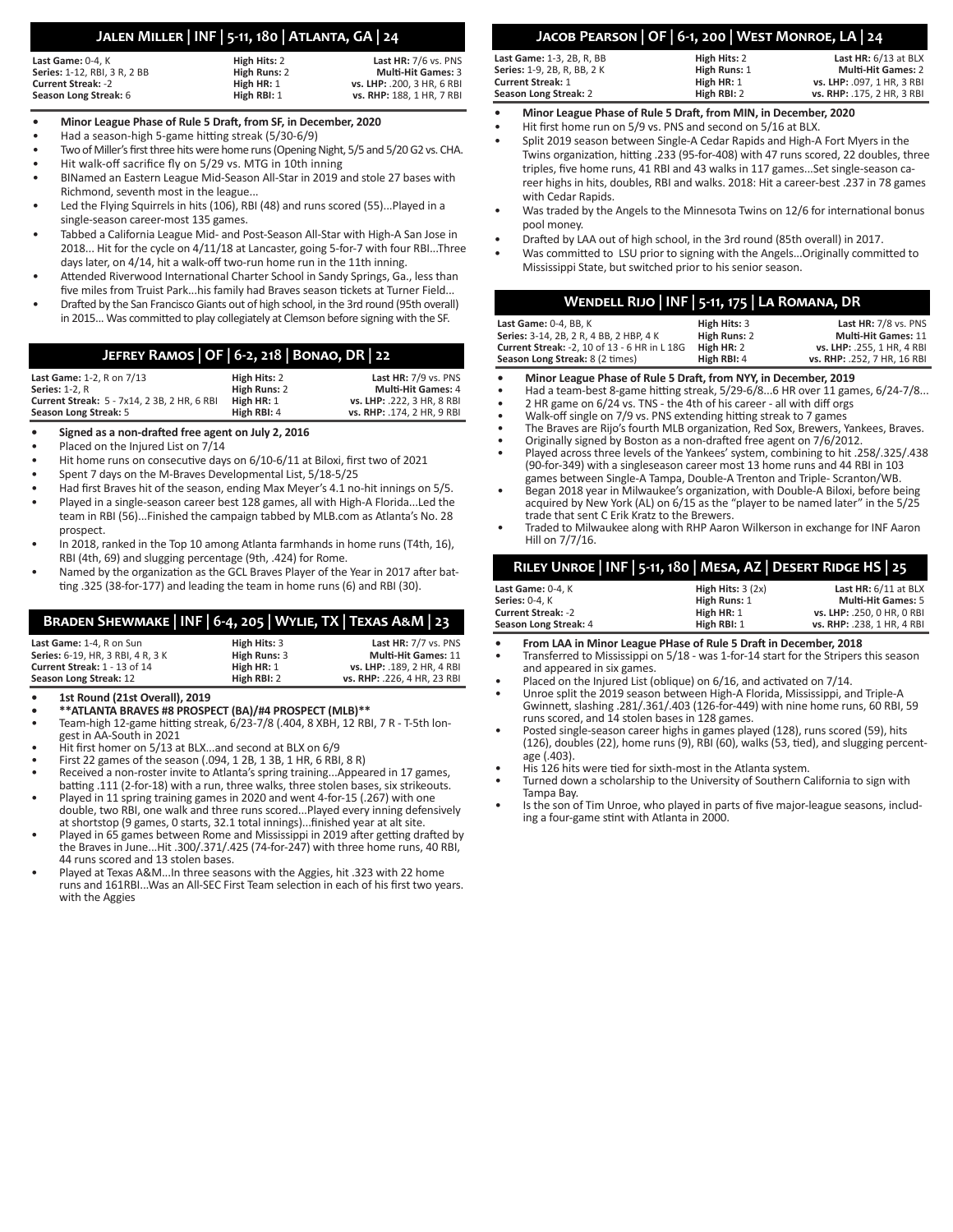## Jalen Miller | INF | 5-11, 180 | Atlanta, GA | 24

| | | |
|---|---|---|
| **Last Game:** 0-4, K | **High Hits:** 2 | **Last HR:** 7/6 vs. PNS |
| **Series:** 1-12, RBI, 3 R, 2 BB | **High Runs:** 2 | **Multi-Hit Games:** 3 |
| **Current Streak:** -2 | **High HR:** 1 | **vs. LHP:** .200, 3 HR, 6 RBI |
| **Season Long Streak:** 6 | **High RBI:** 1 | **vs. RHP:** 188, 1 HR, 7 RBI |

- **Minor League Phase of Rule 5 Draft, from SF, in December, 2020**
- Had a season-high 5-game hitting streak (5/30-6/9)
- Two of Miller's first three hits were home runs (Opening Night, 5/5 and 5/20 G2 vs. CHA.
- Hit walk-off sacrifice fly on 5/29 vs. MTG in 10th inning
- BINamed an Eastern League Mid-Season All-Star in 2019 and stole 27 bases with Richmond, seventh most in the league...
- Led the Flying Squirrels in hits (106), RBI (48) and runs scored (55)...Played in a single-season career-most 135 games.
- Tabbed a California League Mid- and Post-Season All-Star with High-A San Jose in 2018... Hit for the cycle on 4/11/18 at Lancaster, going 5-for-7 with four RBI...Three days later, on 4/14, hit a walk-off two-run home run in the 11th inning.
- Attended Riverwood International Charter School in Sandy Springs, Ga., less than five miles from Truist Park...his family had Braves season tickets at Turner Field...
- Drafted by the San Francisco Giants out of high school, in the 3rd round (95th overall) in 2015... Was committed to play collegiately at Clemson before signing with the SF.

## Jefrey Ramos | OF | 6-2, 218 | Bonao, DR | 22

| | | |
|---|---|---|
| **Last Game:** 1-2, R on 7/13 | **High Hits:** 2 | **Last HR:** 7/9 vs. PNS |
| **Series:** 1-2, R | **High Runs:** 2 | **Multi-Hit Games:** 4 |
| **Current Streak:** 5 - 7x14, 2 3B, 2 HR, 6 RBI | **High HR:** 1 | **vs. LHP:** .222, 3 HR, 8 RBI |
| **Season Long Streak:** 5 | **High RBI:** 4 | **vs. RHP:** .174, 2 HR, 9 RBI |

- **Signed as a non-drafted free agent on July 2, 2016**
- Placed on the Injured List on 7/14
- Hit home runs on consecutive days on 6/10-6/11 at Biloxi, first two of 2021
- Spent 7 days on the M-Braves Developmental List, 5/18-5/25
- Had first Braves hit of the season, ending Max Meyer's 4.1 no-hit innings on 5/5.
- Played in a single-season career best 128 games, all with High-A Florida...Led the team in RBI (56)...Finished the campaign tabbed by MLB.com as Atlanta's No. 28 prospect.
- In 2018, ranked in the Top 10 among Atlanta farmhands in home runs (T4th, 16), RBI (4th, 69) and slugging percentage (9th, .424) for Rome.
- Named by the organization as the GCL Braves Player of the Year in 2017 after batting .325 (38-for-177) and leading the team in home runs (6) and RBI (30).

## Braden Shewmake | INF | 6-4, 205 | Wylie, TX | Texas A&M | 23

| | | |
|---|---|---|
| **Last Game:** 1-4, R on Sun | **High Hits:** 3 | **Last HR:** 7/7 vs. PNS |
| **Series:** 6-19, HR, 3 RBI, 4 R, 3 K | **High Runs:** 3 | **Multi-Hit Games:** 11 |
| **Current Streak:** 1 - 13 of 14 | **High HR:** 1 | **vs. LHP:** .189, 2 HR, 4 RBI |
| **Season Long Streak:** 12 | **High RBI:** 2 | **vs. RHP:** .226, 4 HR, 23 RBI |

- **1st Round (21st Overall), 2019**
- **\*\*ATLANTA BRAVES #8 PROSPECT (BA)/#4 PROSPECT (MLB)\*\***
- Team-high 12-game hitting streak, 6/23-7/8 (.404, 8 XBH, 12 RBI, 7 R - T-5th longest in AA-South in 2021
- Hit first homer on 5/13 at BLX...and second at BLX on 6/9
- First 22 games of the season (.094, 1 2B, 1 3B, 1 HR, 6 RBI, 8 R)
- Received a non-roster invite to Atlanta's spring training...Appeared in 17 games, batting .111 (2-for-18) with a run, three walks, three stolen bases, six strikeouts.
- Played in 11 spring training games in 2020 and went 4-for-15 (.267) with one double, two RBI, one walk and three runs scored...Played every inning defensively at shortstop (9 games, 0 starts, 32.1 total innings)...finished year at alt site.
- Played in 65 games between Rome and Mississippi in 2019 after getting drafted by the Braves in June...Hit .300/.371/.425 (74-for-247) with three home runs, 40 RBI, 44 runs scored and 13 stolen bases.
- Played at Texas A&M...In three seasons with the Aggies, hit .323 with 22 home runs and 161RBI...Was an All-SEC First Team selection in each of his first two years. with the Aggies

## Jacob Pearson | OF | 6-1, 200 | West Monroe, LA | 24

| | | |
|---|---|---|
| **Last Game:** 1-3, 2B, R, BB | **High Hits:** 2 | **Last HR:** 6/13 at BLX |
| **Series:** 1-9, 2B, R, BB, 2 K | **High Runs:** 1 | **Multi-Hit Games:** 2 |
| **Current Streak:** 1 | **High HR:** 1 | **vs. LHP:** .097, 1 HR, 3 RBI |
| **Season Long Streak:** 2 | **High RBI:** 2 | **vs. RHP:** .175, 2 HR, 3 RBI |

- **Minor League Phase of Rule 5 Draft, from MIN, in December, 2020**
- Hit first home run on 5/9 vs. PNS and second on 5/16 at BLX.
- Split 2019 season between Single-A Cedar Rapids and High-A Fort Myers in the Twins organization, hitting .233 (95-for-408) with 47 runs scored, 22 doubles, three triples, five home runs, 41 RBI and 43 walks in 117 games...Set single-season career highs in hits, doubles, RBI and walks. 2018: Hit a career-best .237 in 78 games with Cedar Rapids.
- Was traded by the Angels to the Minnesota Twins on 12/6 for international bonus pool money.
- Drafted by LAA out of high school, in the 3rd round (85th overall) in 2017.
- Was committed to LSU prior to signing with the Angels...Originally committed to Mississippi State, but switched prior to his senior season.

## Wendell Rijo | INF | 5-11, 175 | La Romana, DR

| | | |
|---|---|---|
| **Last Game:** 0-4, BB, K | **High Hits:** 3 | **Last HR:** 7/8 vs. PNS |
| **Series:** 3-14, 2B, 2 R, 4 BB, 2 HBP, 4 K | **High Runs:** 2 | **Multi-Hit Games:** 11 |
| **Current Streak:** -2, 10 of 13 - 6 HR in L 18G | **High HR:** 2 | **vs. LHP:** .255, 1 HR, 4 RBI |
| **Season Long Streak:** 8 (2 times) | **High RBI:** 4 | **vs. RHP:** .252, 7 HR, 16 RBI |

- **Minor League Phase of Rule 5 Draft, from NYY, in December, 2019**
- Had a team-best 8-game hitting streak, 5/29-6/8...6 HR over 11 games, 6/24-7/8...
- 2 HR game on 6/24 vs. TNS - the 4th of his career - all with diff orgs
- Walk-off single on 7/9 vs. PNS extending hitting streak to 7 games
- The Braves are Rijo's fourth MLB organization, Red Sox, Brewers, Yankees, Braves.
- Originally signed by Boston as a non-drafted free agent on 7/6/2012.
- Played across three levels of the Yankees' system, combining to hit .258/.325/.438 (90-for-349) with a singleseason career most 13 home runs and 44 RBI in 103 games between Single-A Tampa, Double-A Trenton and Triple- Scranton/WB.
- Began 2018 year in Milwaukee's organization, with Double-A Biloxi, before being acquired by New York (AL) on 6/15 as the "player to be named later" in the 5/25 trade that sent C Erik Kratz to the Brewers.
- Traded to Milwaukee along with RHP Aaron Wilkerson in exchange for INF Aaron Hill on 7/7/16.

## Riley Unroe | INF | 5-11, 180 | Mesa, AZ | Desert Ridge HS | 25

| | | |
|---|---|---|
| **Last Game:** 0-4, K | **High Hits:** 3 (2x) | **Last HR:** 6/11 at BLX |
| **Series:** 0-4, K | **High Runs:** 1 | **Multi-Hit Games:** 5 |
| **Current Streak:** -2 | **High HR:** 1 | **vs. LHP:** .250, 0 HR, 0 RBI |
| **Season Long Streak:** 4 | **High RBI:** 1 | **vs. RHP:** .238, 1 HR, 4 RBI |

- **From LAA in Minor League PHase of Rule 5 Draft in December, 2018**
- Transferred to Mississippi on 5/18 - was 1-for-14 start for the Stripers this season and appeared in six games.
- Placed on the Injured List (oblique) on 6/16, and activated on 7/14.
- Unroe split the 2019 season between High-A Florida, Mississippi, and Triple-A Gwinnett, slashing .281/.361/.403 (126-for-449) with nine home runs, 60 RBI, 59 runs scored, and 14 stolen bases in 128 games.
- Posted single-season career highs in games played (128), runs scored (59), hits (126), doubles (22), home runs (9), RBI (60), walks (53, tied), and slugging percentage (.403).
- His 126 hits were tied for sixth-most in the Atlanta system.
- Turned down a scholarship to the University of Southern California to sign with Tampa Bay.
- Is the son of Tim Unroe, who played in parts of five major-league seasons, including a four-game stint with Atlanta in 2000.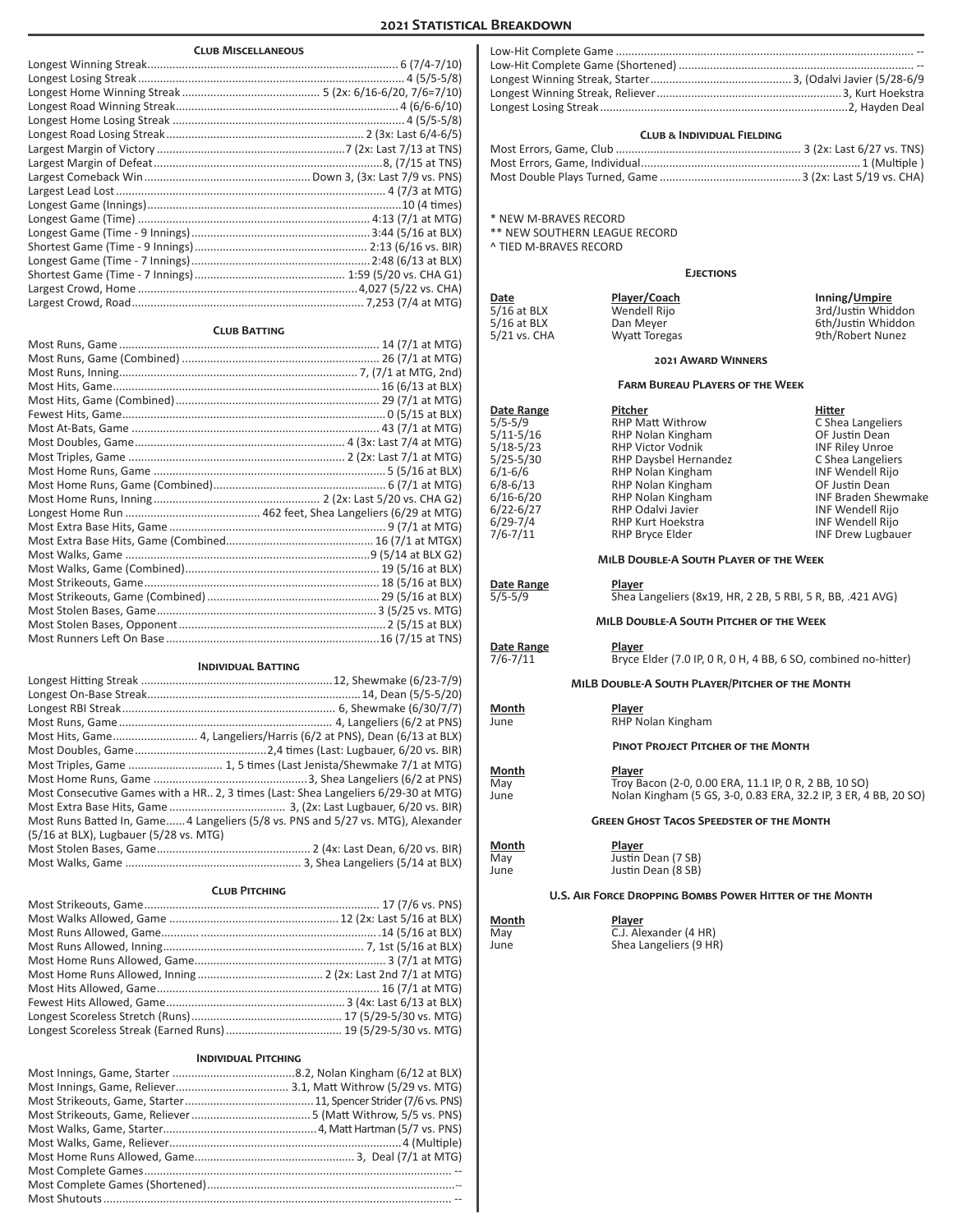## 2021 Statistical Breakdown

### Club Miscellaneous

| Category | Record |
|---|---|
| Longest Winning Streak | 6 (7/4-7/10) |
| Longest Losing Streak | 4 (5/5-5/8) |
| Longest Home Winning Streak | 5 (2x: 6/16-6/20, 7/6=7/10) |
| Longest Road Winning Streak | 4 (6/6-6/10) |
| Longest Home Losing Streak | 4 (5/5-5/8) |
| Longest Road Losing Streak | 2 (3x: Last 6/4-6/5) |
| Largest Margin of Victory | 7 (2x: Last 7/13 at TNS) |
| Largest Margin of Defeat | 8, (7/15 at TNS) |
| Largest Comeback Win | Down 3, (3x: Last 7/9 vs. PNS) |
| Largest Lead Lost | 4 (7/3 at MTG) |
| Longest Game (Innings) | 10 (4 times) |
| Longest Game (Time) | 4:13 (7/1 at MTG) |
| Longest Game (Time - 9 Innings) | 3:44 (5/16 at BLX) |
| Shortest Game (Time - 9 Innings) | 2:13 (6/16 vs. BIR) |
| Longest Game (Time - 7 Innings) | 2:48 (6/13 at BLX) |
| Shortest Game (Time - 7 Innings) | 1:59 (5/20 vs. CHA G1) |
| Largest Crowd, Home | 4,027 (5/22 vs. CHA) |
| Largest Crowd, Road | 7,253 (7/4 at MTG) |

### Club Batting

| Category | Record |
|---|---|
| Most Runs, Game | 14 (7/1 at MTG) |
| Most Runs, Game (Combined) | 26 (7/1 at MTG) |
| Most Runs, Inning | 7, (7/1 at MTG, 2nd) |
| Most Hits, Game | 16 (6/13 at BLX) |
| Most Hits, Game (Combined) | 29 (7/1 at MTG) |
| Fewest Hits, Game | 0 (5/15 at BLX) |
| Most At-Bats, Game | 43 (7/1 at MTG) |
| Most Doubles, Game | 4 (3x: Last 7/4 at MTG) |
| Most Triples, Game | 2 (2x: Last 7/1 at MTG) |
| Most Home Runs, Game | 5 (5/16 at BLX) |
| Most Home Runs, Game (Combined) | 6 (7/1 at MTG) |
| Most Home Runs, Inning | 2 (2x: Last 5/20 vs. CHA G2) |
| Longest Home Run | 462 feet, Shea Langeliers (6/29 at MTG) |
| Most Extra Base Hits, Game | 9 (7/1 at MTG) |
| Most Extra Base Hits, Game (Combined) | 16 (7/1 at MTGX) |
| Most Walks, Game | 9 (5/14 at BLX G2) |
| Most Walks, Game (Combined) | 19 (5/16 at BLX) |
| Most Strikeouts, Game | 18 (5/16 at BLX) |
| Most Strikeouts, Game (Combined) | 29 (5/16 at BLX) |
| Most Stolen Bases, Game | 3 (5/25 vs. MTG) |
| Most Stolen Bases, Opponent | 2 (5/15 at BLX) |
| Most Runners Left On Base | 16 (7/15 at TNS) |

### Individual Batting

| Category | Record |
|---|---|
| Longest Hitting Streak | 12, Shewmake (6/23-7/9) |
| Longest On-Base Streak | 14, Dean (5/5-5/20) |
| Longest RBI Streak | 6, Shewmake (6/30/7/7) |
| Most Runs, Game | 4, Langeliers (6/2 at PNS) |
| Most Hits, Game | 4, Langeliers/Harris (6/2 at PNS), Dean (6/13 at BLX) |
| Most Doubles, Game | 2,4 times (Last: Lugbauer, 6/20 vs. BIR) |
| Most Triples, Game | 1, 5 times (Last Jenista/Shewmake 7/1 at MTG) |
| Most Home Runs, Game | 3, Shea Langeliers (6/2 at PNS) |
| Most Consecutive Games with a HR | 2, 3 times (Last: Shea Langeliers 6/29-30 at MTG) |
| Most Extra Base Hits, Game | 3, (2x: Last Lugbauer, 6/20 vs. BIR) |
| Most Runs Batted In, Game | 4 Langeliers (5/8 vs. PNS and 5/27 vs. MTG), Alexander (5/16 at BLX), Lugbauer (5/28 vs. MTG) |
| Most Stolen Bases, Game | 2 (4x: Last Dean, 6/20 vs. BIR) |
| Most Walks, Game | 3, Shea Langeliers (5/14 at BLX) |

### Club Pitching

| Category | Record |
|---|---|
| Most Strikeouts, Game | 17 (7/6 vs. PNS) |
| Most Walks Allowed, Game | 12 (2x: Last 5/16 at BLX) |
| Most Runs Allowed, Game | 14 (5/16 at BLX) |
| Most Runs Allowed, Inning | 7, 1st (5/16 at BLX) |
| Most Home Runs Allowed, Game | 3 (7/1 at MTG) |
| Most Home Runs Allowed, Inning | 2 (2x: Last 2nd 7/1 at MTG) |
| Most Hits Allowed, Game | 16 (7/1 at MTG) |
| Fewest Hits Allowed, Game | 3 (4x: Last 6/13 at BLX) |
| Longest Scoreless Stretch (Runs) | 17 (5/29-5/30 vs. MTG) |
| Longest Scoreless Streak (Earned Runs) | 19 (5/29-5/30 vs. MTG) |

### Individual Pitching

| Category | Record |
|---|---|
| Most Innings, Game, Starter | 8.2, Nolan Kingham (6/12 at BLX) |
| Most Innings, Game, Reliever | 3.1, Matt Withrow (5/29 vs. MTG) |
| Most Strikeouts, Game, Starter | 11, Spencer Strider (7/6 vs. PNS) |
| Most Strikeouts, Game, Reliever | 5 (Matt Withrow, 5/5 vs. PNS) |
| Most Walks, Game, Starter | 4, Matt Hartman (5/7 vs. PNS) |
| Most Walks, Game, Reliever | 4 (Multiple) |
| Most Home Runs Allowed, Game | 3, Deal (7/1 at MTG) |
| Most Complete Games | -- |
| Most Complete Games (Shortened) | -- |
| Most Shutouts | -- |
| Low-Hit Complete Game | -- |
| Low-Hit Complete Game (Shortened) | -- |
| Longest Winning Streak, Starter | 3, (Odalvi Javier (5/28-6/9 |
| Longest Winning Streak, Reliever | 3, Kurt Hoekstra |
| Longest Losing Streak | 2, Hayden Deal |

### Club & Individual Fielding

| Category | Record |
|---|---|
| Most Errors, Game, Club | 3 (2x: Last 6/27 vs. TNS) |
| Most Errors, Game, Individual | 1 (Multiple ) |
| Most Double Plays Turned, Game | 3 (2x: Last 5/19 vs. CHA) |

* NEW M-BRAVES RECORD
** NEW SOUTHERN LEAGUE RECORD
^ TIED M-BRAVES RECORD

### Ejections

| Date | Player/Coach | Inning/Umpire |
|---|---|---|
| 5/16 at BLX | Wendell Rijo | 3rd/Justin Whiddon |
| 5/16 at BLX | Dan Meyer | 6th/Justin Whiddon |
| 5/21 vs. CHA | Wyatt Toregas | 9th/Robert Nunez |

### 2021 Award Winners

#### Farm Bureau Players of the Week

| Date Range | Pitcher | Hitter |
|---|---|---|
| 5/5-5/9 | RHP Matt Withrow | C Shea Langeliers |
| 5/11-5/16 | RHP Nolan Kingham | OF Justin Dean |
| 5/18-5/23 | RHP Victor Vodnik | INF Riley Unroe |
| 5/25-5/30 | RHP Daysbel Hernandez | C Shea Langeliers |
| 6/1-6/6 | RHP Nolan Kingham | INF Wendell Rijo |
| 6/8-6/13 | RHP Nolan Kingham | OF Justin Dean |
| 6/16-6/20 | RHP Nolan Kingham | INF Braden Shewmake |
| 6/22-6/27 | RHP Odalvi Javier | INF Wendell Rijo |
| 6/29-7/4 | RHP Kurt Hoekstra | INF Wendell Rijo |
| 7/6-7/11 | RHP Bryce Elder | INF Drew Lugbauer |

#### MiLB Double-A South Player of the Week

| Date Range | Player |
|---|---|
| 5/5-5/9 | Shea Langeliers (8x19, HR, 2 2B, 5 RBI, 5 R, BB, .421 AVG) |

#### MiLB Double-A South Pitcher of the Week

| Date Range | Player |
|---|---|
| 7/6-7/11 | Bryce Elder (7.0 IP, 0 R, 0 H, 4 BB, 6 SO, combined no-hitter) |

#### MiLB Double-A South Player/Pitcher of the Month

| Month | Player |
|---|---|
| June | RHP Nolan Kingham |

#### Pinot Project Pitcher of the Month

| Month | Player |
|---|---|
| May | Troy Bacon (2-0, 0.00 ERA, 11.1 IP, 0 R, 2 BB, 10 SO) |
| June | Nolan Kingham (5 GS, 3-0, 0.83 ERA, 32.2 IP, 3 ER, 4 BB, 20 SO) |

#### Green Ghost Tacos Speedster of the Month

| Month | Player |
|---|---|
| May | Justin Dean (7 SB) |
| June | Justin Dean (8 SB) |

#### U.S. Air Force Dropping Bombs Power Hitter of the Month

| Month | Player |
|---|---|
| May | C.J. Alexander (4 HR) |
| June | Shea Langeliers (9 HR) |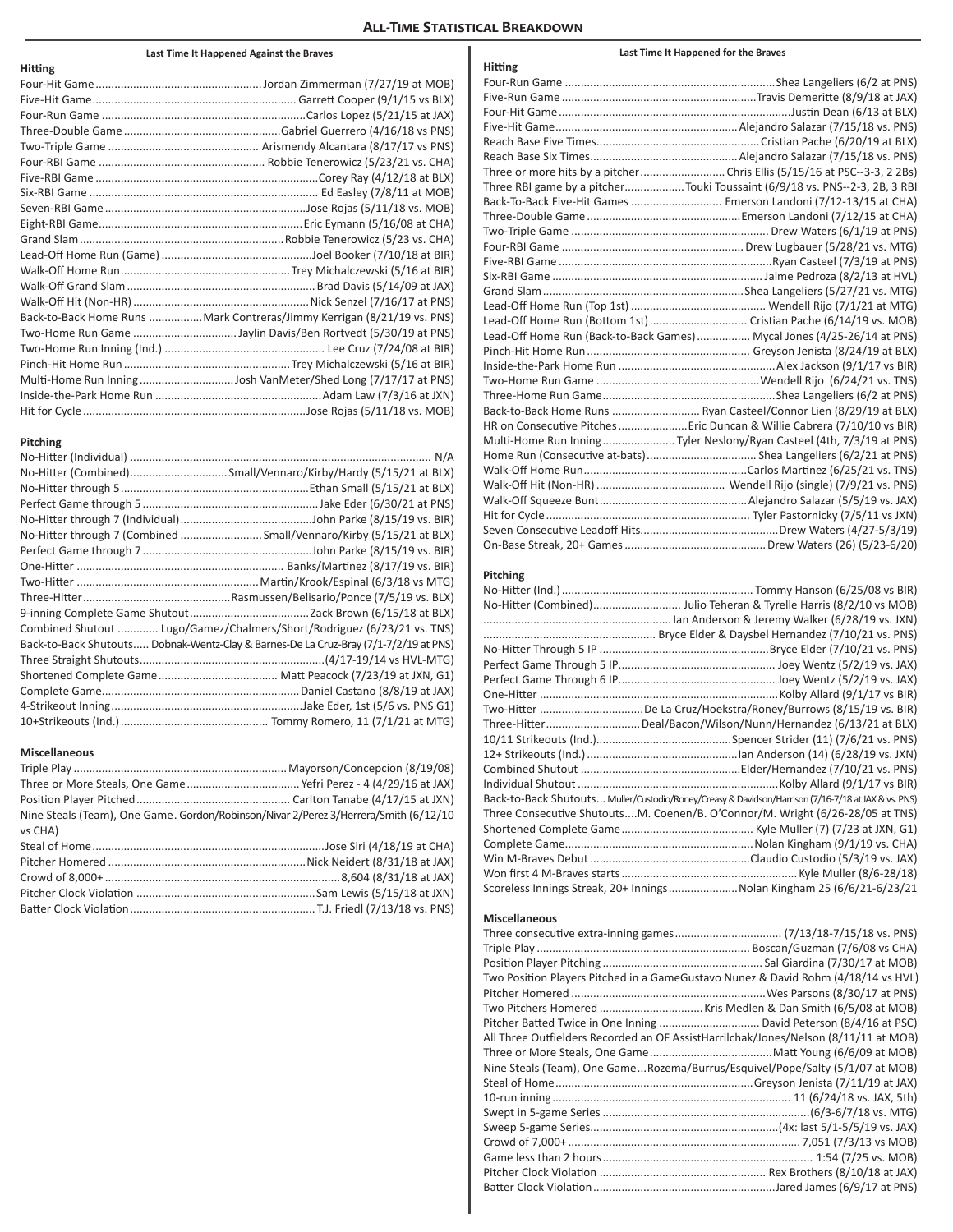# All-Time Statistical Breakdown

## Last Time It Happened Against the Braves

### Hitting

Four-Hit Game....Jordan Zimmerman (7/27/19 at MOB)
Five-Hit Game....Garrett Cooper (9/1/15 vs BLX)
Four-Run Game....Carlos Lopez (5/21/15 at JAX)
Three-Double Game....Gabriel Guerrero (4/16/18 vs PNS)
Two-Triple Game....Arismendy Alcantara (8/17/17 vs PNS)
Four-RBI Game....Robbie Tenerowicz (5/23/21 vs. CHA)
Five-RBI Game....Corey Ray (4/12/18 at BLX)
Six-RBI Game....Ed Easley (7/8/11 at MOB)
Seven-RBI Game....Jose Rojas (5/11/18 vs. MOB)
Eight-RBI Game....Eric Eymann (5/16/08 at CHA)
Grand Slam....Robbie Tenerowicz (5/23 vs. CHA)
Lead-Off Home Run (Game)....Joel Booker (7/10/18 at BIR)
Walk-Off Home Run....Trey Michalczewski (5/16 at BIR)
Walk-Off Grand Slam....Brad Davis (5/14/09 at JAX)
Walk-Off Hit (Non-HR)....Nick Senzel (7/16/17 at PNS)
Back-to-Back Home Runs....Mark Contreras/Jimmy Kerrigan (8/21/19 vs. PNS)
Two-Home Run Game....Jaylin Davis/Ben Rortvedt (5/30/19 at PNS)
Two-Home Run Inning (Ind.)....Lee Cruz (7/24/08 at BIR)
Pinch-Hit Home Run....Trey Michalczewski (5/16 at BIR)
Multi-Home Run Inning....Josh VanMeter/Shed Long (7/17/17 at PNS)
Inside-the-Park Home Run....Adam Law (7/3/16 at JXN)
Hit for Cycle....Jose Rojas (5/11/18 vs. MOB)

### Pitching

No-Hitter (Individual)....N/A
No-Hitter (Combined)....Small/Vennaro/Kirby/Hardy (5/15/21 at BLX)
No-Hitter through 5....Ethan Small (5/15/21 at BLX)
Perfect Game through 5....Jake Eder (6/30/21 at PNS)
No-Hitter through 7 (Individual)....John Parke (8/15/19 vs. BIR)
No-Hitter through 7 (Combined....Small/Vennaro/Kirby (5/15/21 at BLX)
Perfect Game through 7....John Parke (8/15/19 vs. BIR)
One-Hitter....Banks/Martinez (8/17/19 vs. BIR)
Two-Hitter....Martin/Krook/Espinal (6/3/18 vs MTG)
Three-Hitter....Rasmussen/Belisario/Ponce (7/5/19 vs. BLX)
9-inning Complete Game Shutout....Zack Brown (6/15/18 at BLX)
Combined Shutout....Lugo/Gamez/Chalmers/Short/Rodriguez (6/23/21 vs. TNS)
Back-to-Back Shutouts.....Dobnak-Wentz-Clay & Barnes-De La Cruz-Bray (7/1-7/2/19 at PNS)
Three Straight Shutouts....(4/17-19/14 vs HVL-MTG)
Shortened Complete Game....Matt Peacock (7/23/19 at JXN, G1)
Complete Game....Daniel Castano (8/8/19 at JAX)
4-Strikeout Inning....Jake Eder, 1st (5/6 vs. PNS G1)
10+Strikeouts (Ind.)....Tommy Romero, 11 (7/1/21 at MTG)

### Miscellaneous

Triple Play....Mayorson/Concepcion (8/19/08)
Three or More Steals, One Game....Yefri Perez - 4 (4/29/16 at JAX)
Position Player Pitched....Carlton Tanabe (4/17/15 at JXN)
Nine Steals (Team), One Game. Gordon/Robinson/Nivar 2/Perez 3/Herrera/Smith (6/12/10 vs CHA)
Steal of Home....Jose Siri (4/18/19 at CHA)
Pitcher Homered....Nick Neidert (8/31/18 at JAX)
Crowd of 8,000+....8,604 (8/31/18 at JAX)
Pitcher Clock Violation....Sam Lewis (5/15/18 at JXN)
Batter Clock Violation....T.J. Friedl (7/13/18 vs. PNS)

## Last Time It Happened for the Braves

### Hitting

Four-Run Game....Shea Langeliers (6/2 at PNS)
Five-Run Game....Travis Demeritte (8/9/18 at JAX)
Four-Hit Game....Justin Dean (6/13 at BLX)
Five-Hit Game....Alejandro Salazar (7/15/18 vs. PNS)
Reach Base Five Times....Cristian Pache (6/20/19 at BLX)
Reach Base Six Times....Alejandro Salazar (7/15/18 vs. PNS)
Three or more hits by a pitcher....Chris Ellis (5/15/16 at PSC--3-3, 2 2Bs)
Three RBI game by a pitcher....Touki Toussaint (6/9/18 vs. PNS--2-3, 2B, 3 RBI
Back-To-Back Five-Hit Games....Emerson Landoni (7/12-13/15 at CHA)
Three-Double Game....Emerson Landoni (7/12/15 at CHA)
Two-Triple Game....Drew Waters (6/1/19 at PNS)
Four-RBI Game....Drew Lugbauer (5/28/21 vs. MTG)
Five-RBI Game....Ryan Casteel (7/3/19 at PNS)
Six-RBI Game....Jaime Pedroza (8/2/13 at HVL)
Grand Slam....Shea Langeliers (5/27/21 vs. MTG)
Lead-Off Home Run (Top 1st)....Wendell Rijo (7/1/21 at MTG)
Lead-Off Home Run (Bottom 1st)....Cristian Pache (6/14/19 vs. MOB)
Lead-Off Home Run (Back-to-Back Games)....Mycal Jones (4/25-26/14 at PNS)
Pinch-Hit Home Run....Greyson Jenista (8/24/19 at BLX)
Inside-the-Park Home Run....Alex Jackson (9/1/17 vs BIR)
Two-Home Run Game....Wendell Rijo (6/24/21 vs. TNS)
Three-Home Run Game....Shea Langeliers (6/2 at PNS)
Back-to-Back Home Runs....Ryan Casteel/Connor Lien (8/29/19 at BLX)
HR on Consecutive Pitches....Eric Duncan & Willie Cabrera (7/10/10 vs BIR)
Multi-Home Run Inning....Tyler Neslony/Ryan Casteel (4th, 7/3/19 at PNS)
Home Run (Consecutive at-bats)....Shea Langeliers (6/2/21 at PNS)
Walk-Off Home Run....Carlos Martinez (6/25/21 vs. TNS)
Walk-Off Hit (Non-HR)....Wendell Rijo (single) (7/9/21 vs. PNS)
Walk-Off Squeeze Bunt....Alejandro Salazar (5/5/19 vs. JAX)
Hit for Cycle....Tyler Pastornicky (7/5/11 vs JXN)
Seven Consecutive Leadoff Hits....Drew Waters (4/27-5/3/19)
On-Base Streak, 20+ Games....Drew Waters (26) (5/23-6/20)

### Pitching

No-Hitter (Ind.)....Tommy Hanson (6/25/08 vs BIR)
No-Hitter (Combined)....Julio Teheran & Tyrelle Harris (8/2/10 vs MOB)
....Ian Anderson & Jeremy Walker (6/28/19 vs. JXN)
....Bryce Elder & Daysbel Hernandez (7/10/21 vs. PNS)
No-Hitter Through 5 IP....Bryce Elder (7/10/21 vs. PNS)
Perfect Game Through 5 IP....Joey Wentz (5/2/19 vs. JAX)
Perfect Game Through 6 IP....Joey Wentz (5/2/19 vs. JAX)
One-Hitter....Kolby Allard (9/1/17 vs BIR)
Two-Hitter....De La Cruz/Hoekstra/Roney/Burrows (8/15/19 vs. BIR)
Three-Hitter....Deal/Bacon/Wilson/Nunn/Hernandez (6/13/21 at BLX)
10/11 Strikeouts (Ind.)....Spencer Strider (11) (7/6/21 vs. PNS)
12+ Strikeouts (Ind.)....Ian Anderson (14) (6/28/19 vs. JXN)
Combined Shutout....Elder/Hernandez (7/10/21 vs. PNS)
Individual Shutout....Kolby Allard (9/1/17 vs BIR)
Back-to-Back Shutouts...Muller/Custodio/Roney/Creasy & Davidson/Harrison (7/16-7/18 at JAX & vs. PNS)
Three Consecutive Shutouts....M. Coenen/B. O'Connor/M. Wright (6/26-28/05 at TNS)
Shortened Complete Game....Kyle Muller (7/23 at JXN, G1)
Complete Game....Nolan Kingham (9/1/19 vs. CHA)
Win M-Braves Debut....Claudio Custodio (5/3/19 vs. JAX)
Won first 4 M-Braves starts....Kyle Muller (8/6-28/18)
Scoreless Innings Streak, 20+ Innings....Nolan Kingham 25 (6/6/21-6/23/21

### Miscellaneous

Three consecutive extra-inning games....(7/13/18-7/15/18 vs. PNS)
Triple Play....Boscan/Guzman (7/6/08 vs CHA)
Position Player Pitching....Sal Giardina (7/30/17 at MOB)
Two Position Players Pitched in a Game....Gustavo Nunez & David Rohm (4/18/14 vs HVL)
Pitcher Homered....Wes Parsons (8/30/17 at PNS)
Two Pitchers Homered....Kris Medlen & Dan Smith (6/5/08 at MOB)
Pitcher Batted Twice in One Inning....David Peterson (8/4/16 at PSC)
All Three Outfielders Recorded an OF Assist....Harrilchak/Jones/Nelson (8/11/11 at MOB)
Three or More Steals, One Game....Matt Young (6/6/09 at MOB)
Nine Steals (Team), One Game...Rozema/Burrus/Esquivel/Pope/Salty (5/1/07 at MOB)
Steal of Home....Greyson Jenista (7/11/19 at JAX)
10-run inning....11 (6/24/18 vs. JAX, 5th)
Swept in 5-game Series....(6/3-6/7/18 vs. MTG)
Sweep 5-game Series....(4x: last 5/1-5/5/19 vs. JAX)
Crowd of 7,000+....7,051 (7/3/13 vs MOB)
Game less than 2 hours....1:54 (7/25 vs. MOB)
Pitcher Clock Violation....Rex Brothers (8/10/18 at JAX)
Batter Clock Violation....Jared James (6/9/17 at PNS)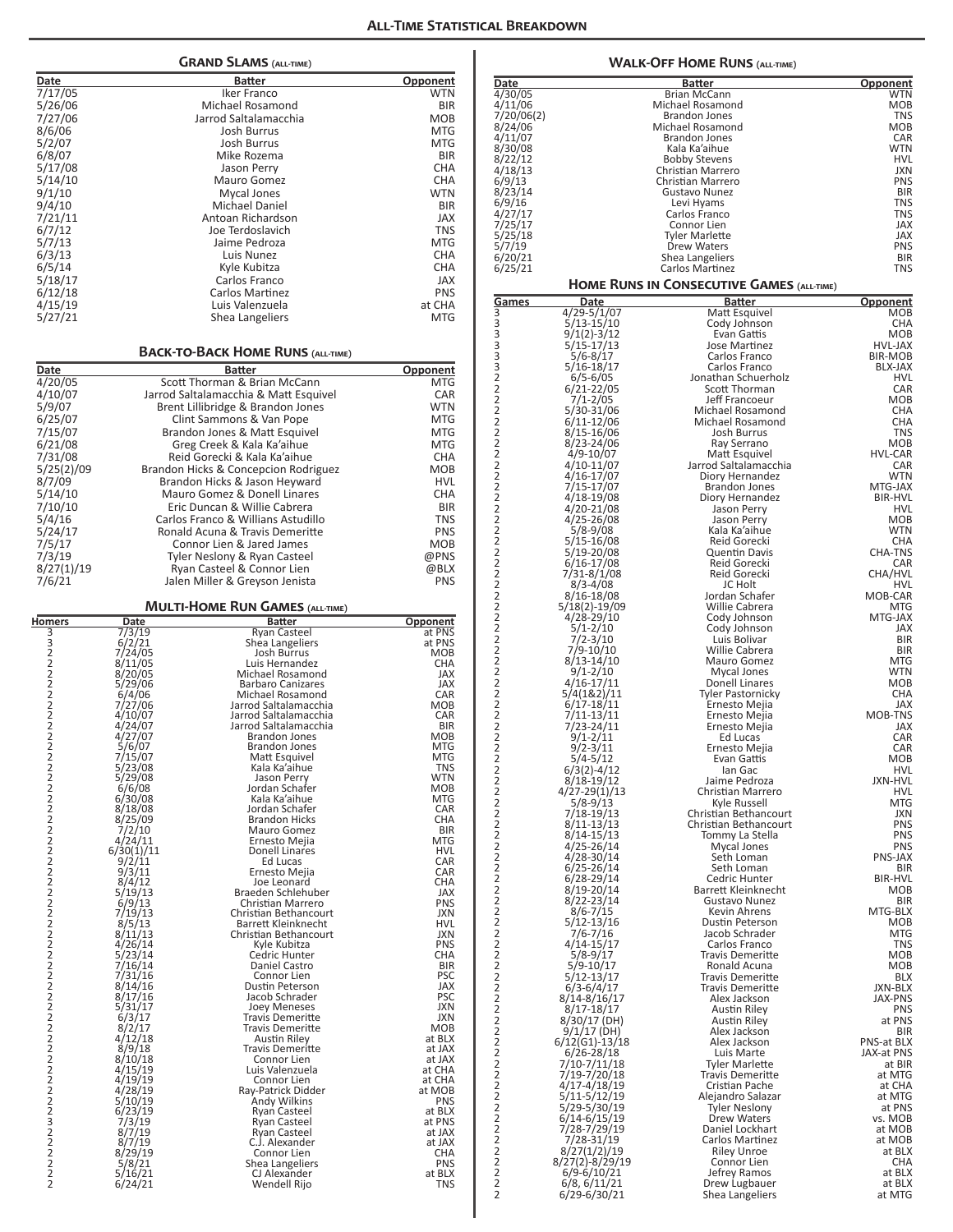# All-Time Statistical Breakdown

## Grand Slams (all-time)

| Date | Batter | Opponent |
|---|---|---|
| 7/17/05 | Iker Franco | WTN |
| 5/26/06 | Michael Rosamond | BIR |
| 7/27/06 | Jarrod Saltalamacchia | MOB |
| 8/6/06 | Josh Burrus | MTG |
| 5/2/07 | Josh Burrus | MTG |
| 6/8/07 | Mike Rozema | BIR |
| 5/17/08 | Jason Perry | CHA |
| 5/14/10 | Mauro Gomez | CHA |
| 9/1/10 | Mycal Jones | WTN |
| 9/4/10 | Michael Daniel | BIR |
| 7/21/11 | Antoan Richardson | JAX |
| 6/7/12 | Joe Terdoslavich | TNS |
| 5/7/13 | Jaime Pedroza | MTG |
| 6/3/13 | Luis Nunez | CHA |
| 6/5/14 | Kyle Kubitza | CHA |
| 5/18/17 | Carlos Franco | JAX |
| 6/12/18 | Carlos Martinez | PNS |
| 4/15/19 | Luis Valenzuela | at CHA |
| 5/27/21 | Shea Langeliers | MTG |

## Back-to-Back Home Runs (all-time)

| Date | Batter | Opponent |
|---|---|---|
| 4/20/05 | Scott Thorman & Brian McCann | MTG |
| 4/10/07 | Jarrod Saltalamacchia & Matt Esquivel | CAR |
| 5/9/07 | Brent Lillibridge & Brandon Jones | WTN |
| 6/25/07 | Clint Sammons & Van Pope | MTG |
| 7/15/07 | Brandon Jones & Matt Esquivel | MTG |
| 6/21/08 | Greg Creek & Kala Ka'aihue | MTG |
| 7/31/08 | Reid Gorecki & Kala Ka'aihue | CHA |
| 5/25(2)/09 | Brandon Hicks & Concepcion Rodriguez | MOB |
| 8/7/09 | Brandon Hicks & Jason Heyward | HVL |
| 5/14/10 | Mauro Gomez & Donell Linares | CHA |
| 7/10/10 | Eric Duncan & Willie Cabrera | BIR |
| 5/4/16 | Carlos Franco & Willians Astudillo | TNS |
| 5/24/17 | Ronald Acuna & Travis Demeritte | PNS |
| 7/5/17 | Connor Lien & Jared James | MOB |
| 7/3/19 | Tyler Neslony & Ryan Casteel | @PNS |
| 8/27(1)/19 | Ryan Casteel & Connor Lien | @BLX |
| 7/6/21 | Jalen Miller & Greyson Jenista | PNS |

## Multi-Home Run Games (all-time)

| Homers | Date | Batter | Opponent |
|---|---|---|---|
| 3 | 7/3/19 | Ryan Casteel | at PNS |
| 3 | 6/2/21 | Shea Langeliers | at PNS |
| 2 | 7/24/05 | Josh Burrus | MOB |
| 2 | 8/11/05 | Luis Hernandez | CHA |
| 2 | 8/20/05 | Michael Rosamond | JAX |
| 2 | 5/29/06 | Barbaro Canizares | JAX |
| 2 | 6/4/06 | Michael Rosamond | CAR |
| 2 | 7/27/06 | Jarrod Saltalamacchia | MOB |
| 2 | 4/10/07 | Jarrod Saltalamacchia | CAR |
| 2 | 4/24/07 | Jarrod Saltalamacchia | BIR |
| 2 | 4/27/07 | Brandon Jones | MOB |
| 2 | 5/6/07 | Brandon Jones | MTG |
| 2 | 7/15/07 | Matt Esquivel | MTG |
| 2 | 5/23/08 | Kala Ka'aihue | TNS |
| 2 | 5/29/08 | Jason Perry | WTN |
| 2 | 6/6/08 | Jordan Schafer | MOB |
| 2 | 6/30/08 | Kala Ka'aihue | MTG |
| 2 | 8/18/08 | Jordan Schafer | CAR |
| 2 | 8/25/09 | Brandon Hicks | CHA |
| 2 | 7/2/10 | Mauro Gomez | BIR |
| 2 | 4/24/11 | Ernesto Mejia | MTG |
| 2 | 6/30(1)/11 | Donell Linares | HVL |
| 2 | 9/2/11 | Ed Lucas | CAR |
| 2 | 9/3/11 | Ernesto Mejia | CAR |
| 2 | 8/4/12 | Joe Leonard | CHA |
| 2 | 5/19/13 | Braeden Schlehuber | JAX |
| 2 | 6/9/13 | Christian Marrero | PNS |
| 2 | 7/19/13 | Christian Bethancourt | JXN |
| 2 | 8/5/13 | Barrett Kleinknecht | HVL |
| 2 | 8/11/13 | Christian Bethancourt | JXN |
| 2 | 4/26/14 | Kyle Kubitza | PNS |
| 2 | 5/23/14 | Cedric Hunter | CHA |
| 2 | 7/16/14 | Daniel Castro | BIR |
| 2 | 7/31/16 | Connor Lien | PSC |
| 2 | 8/14/16 | Dustin Peterson | JAX |
| 2 | 8/17/16 | Jacob Schrader | PSC |
| 2 | 5/31/17 | Joey Meneses | JXN |
| 2 | 6/3/17 | Travis Demeritte | JXN |
| 2 | 8/2/17 | Travis Demeritte | MOB |
| 2 | 4/12/18 | Austin Riley | at BLX |
| 2 | 8/9/18 | Travis Demeritte | at JAX |
| 2 | 8/10/18 | Connor Lien | at JAX |
| 2 | 4/15/19 | Luis Valenzuela | at CHA |
| 2 | 4/19/19 | Connor Lien | at CHA |
| 2 | 4/28/19 | Ray-Patrick Didder | at MOB |
| 2 | 5/10/19 | Andy Wilkins | PNS |
| 2 | 6/23/19 | Ryan Casteel | at BLX |
| 3 | 7/3/19 | Ryan Casteel | at PNS |
| 2 | 8/7/19 | Ryan Casteel | at JAX |
| 2 | 8/7/19 | C.J. Alexander | at JAX |
| 2 | 8/29/19 | Connor Lien | CHA |
| 2 | 5/8/21 | Shea Langeliers | PNS |
| 2 | 5/16/21 | CJ Alexander | at BLX |
| 2 | 6/24/21 | Wendell Rijo | TNS |

## Walk-Off Home Runs (all-time)

| Date | Batter | Opponent |
|---|---|---|
| 4/30/05 | Brian McCann | WTN |
| 4/11/06 | Michael Rosamond | MOB |
| 7/20/06(2) | Brandon Jones | TNS |
| 8/24/06 | Michael Rosamond | MOB |
| 4/11/07 | Brandon Jones | CAR |
| 8/30/08 | Kala Ka'aihue | WTN |
| 8/22/12 | Bobby Stevens | HVL |
| 4/18/13 | Christian Marrero | JXN |
| 6/9/13 | Christian Marrero | PNS |
| 8/23/14 | Gustavo Nunez | BIR |
| 6/9/16 | Levi Hyams | TNS |
| 4/27/17 | Carlos Franco | TNS |
| 7/25/17 | Connor Lien | JAX |
| 5/25/18 | Tyler Marlette | JAX |
| 5/7/19 | Drew Waters | PNS |
| 6/20/21 | Shea Langeliers | BIR |
| 6/25/21 | Carlos Martinez | TNS |

## Home Runs in Consecutive Games (all-time)

| Games | Date | Batter | Opponent |
|---|---|---|---|
| 3 | 4/29-5/1/07 | Matt Esquivel | MOB |
| 3 | 5/13-15/10 | Cody Johnson | CHA |
| 3 | 9/1(2)-3/12 | Evan Gattis | MOB |
| 3 | 5/15-17/13 | Jose Martinez | HVL-JAX |
| 3 | 5/6-8/17 | Carlos Franco | BIR-MOB |
| 3 | 5/16-18/17 | Carlos Franco | BLX-JAX |
| 2 | 6/5-6/05 | Jonathan Schuerholz | HVL |
| 2 | 6/21-22/05 | Scott Thorman | CAR |
| 2 | 7/1-2/05 | Jeff Francoeur | MOB |
| 2 | 5/30-31/06 | Michael Rosamond | CHA |
| 2 | 6/11-12/06 | Michael Rosamond | CHA |
| 2 | 8/15-16/06 | Josh Burrus | TNS |
| 2 | 8/23-24/06 | Ray Serrano | MOB |
| 2 | 4/9-10/07 | Matt Esquivel | HVL-CAR |
| 2 | 4/10-11/07 | Jarrod Saltalamacchia | CAR |
| 2 | 4/16-17/07 | Diory Hernandez | WTN |
| 2 | 7/15-17/07 | Brandon Jones | MTG-JAX |
| 2 | 4/18-19/08 | Diory Hernandez | BIR-HVL |
| 2 | 4/20-21/08 | Jason Perry | HVL |
| 2 | 4/25-26/08 | Jason Perry | MOB |
| 2 | 5/8-9/08 | Kala Ka'aihue | WTN |
| 2 | 5/15-16/08 | Reid Gorecki | CHA |
| 2 | 5/19-20/08 | Quentin Davis | CHA-TNS |
| 2 | 6/16-17/08 | Reid Gorecki | CAR |
| 2 | 7/31-8/1/08 | Reid Gorecki | CHA/HVL |
| 2 | 8/3-4/08 | JC Holt | HVL |
| 2 | 8/16-18/08 | Jordan Schafer | MOB-CAR |
| 2 | 5/18(2)-19/09 | Willie Cabrera | MTG |
| 2 | 4/28-29/10 | Cody Johnson | MTG-JAX |
| 2 | 5/1-2/10 | Cody Johnson | JAX |
| 2 | 7/2-3/10 | Luis Bolivar | BIR |
| 2 | 7/9-10/10 | Willie Cabrera | BIR |
| 2 | 8/13-14/10 | Mauro Gomez | MTG |
| 2 | 9/1-2/10 | Mycal Jones | WTN |
| 2 | 4/16-17/11 | Donell Linares | MOB |
| 2 | 5/4(1&2)/11 | Tyler Pastornicky | CHA |
| 2 | 6/17-18/11 | Ernesto Mejia | JAX |
| 2 | 7/11-13/11 | Ernesto Mejia | MOB-TNS |
| 2 | 7/23-24/11 | Ernesto Mejia | JAX |
| 2 | 9/1-2/11 | Ed Lucas | CAR |
| 2 | 9/2-3/11 | Ernesto Mejia | CAR |
| 2 | 5/4-5/12 | Evan Gattis | MOB |
| 2 | 6/3(2)-4/12 | Ian Gac | HVL |
| 2 | 8/18-19/12 | Jaime Pedroza | JXN-HVL |
| 2 | 4/27-29(1)/13 | Christian Marrero | HVL |
| 2 | 5/8-9/13 | Kyle Russell | MTG |
| 2 | 7/18-19/13 | Christian Bethancourt | JXN |
| 2 | 8/11-13/13 | Christian Bethancourt | PNS |
| 2 | 8/14-15/13 | Tommy La Stella | PNS |
| 2 | 4/25-26/14 | Mycal Jones | PNS |
| 2 | 4/28-30/14 | Seth Loman | PNS-JAX |
| 2 | 6/25-26/14 | Seth Loman | BIR |
| 2 | 6/28-29/14 | Cedric Hunter | BIR-HVL |
| 2 | 8/19-20/14 | Barrett Kleinknecht | MOB |
| 2 | 8/22-23/14 | Gustavo Nunez | BIR |
| 2 | 8/6-7/15 | Kevin Ahrens | MTG-BLX |
| 2 | 5/12-13/16 | Dustin Peterson | MOB |
| 2 | 7/6-7/16 | Jacob Schrader | MTG |
| 2 | 4/14-15/17 | Carlos Franco | TNS |
| 2 | 5/8-9/17 | Travis Demeritte | MOB |
| 2 | 5/9-10/17 | Ronald Acuna | MOB |
| 2 | 5/12-13/17 | Travis Demeritte | BLX |
| 2 | 6/3-6/4/17 | Travis Demeritte | JXN-BLX |
| 2 | 8/14-8/16/17 | Alex Jackson | JAX-PNS |
| 2 | 8/17-18/17 | Austin Riley | PNS |
| 2 | 8/30/17 (DH) | Austin Riley | at PNS |
| 2 | 9/1/17 (DH) | Alex Jackson | BIR |
| 2 | 6/12(G1)-13/18 | Alex Jackson | PNS-at BLX |
| 2 | 6/26-28/18 | Luis Marte | JAX-at PNS |
| 2 | 7/10-7/11/18 | Tyler Marlette | at BIR |
| 2 | 7/19-7/20/18 | Travis Demeritte | at MTG |
| 2 | 4/17-4/18/19 | Cristian Pache | at CHA |
| 2 | 5/11-5/12/19 | Alejandro Salazar | at MTG |
| 2 | 5/29-5/30/19 | Tyler Neslony | at PNS |
| 2 | 6/14-6/15/19 | Drew Waters | vs. MOB |
| 2 | 7/28-7/29/19 | Daniel Lockhart | at MOB |
| 2 | 7/28-31/19 | Carlos Martinez | at MOB |
| 2 | 8/27(1/2)/19 | Riley Unroe | at BLX |
| 2 | 8/27(2)-8/29/19 | Connor Lien | CHA |
| 2 | 6/9-6/10/21 | Jefrey Ramos | at BLX |
| 2 | 6/8, 6/11/21 | Drew Lugbauer | at BLX |
| 2 | 6/29-6/30/21 | Shea Langeliers | at MTG |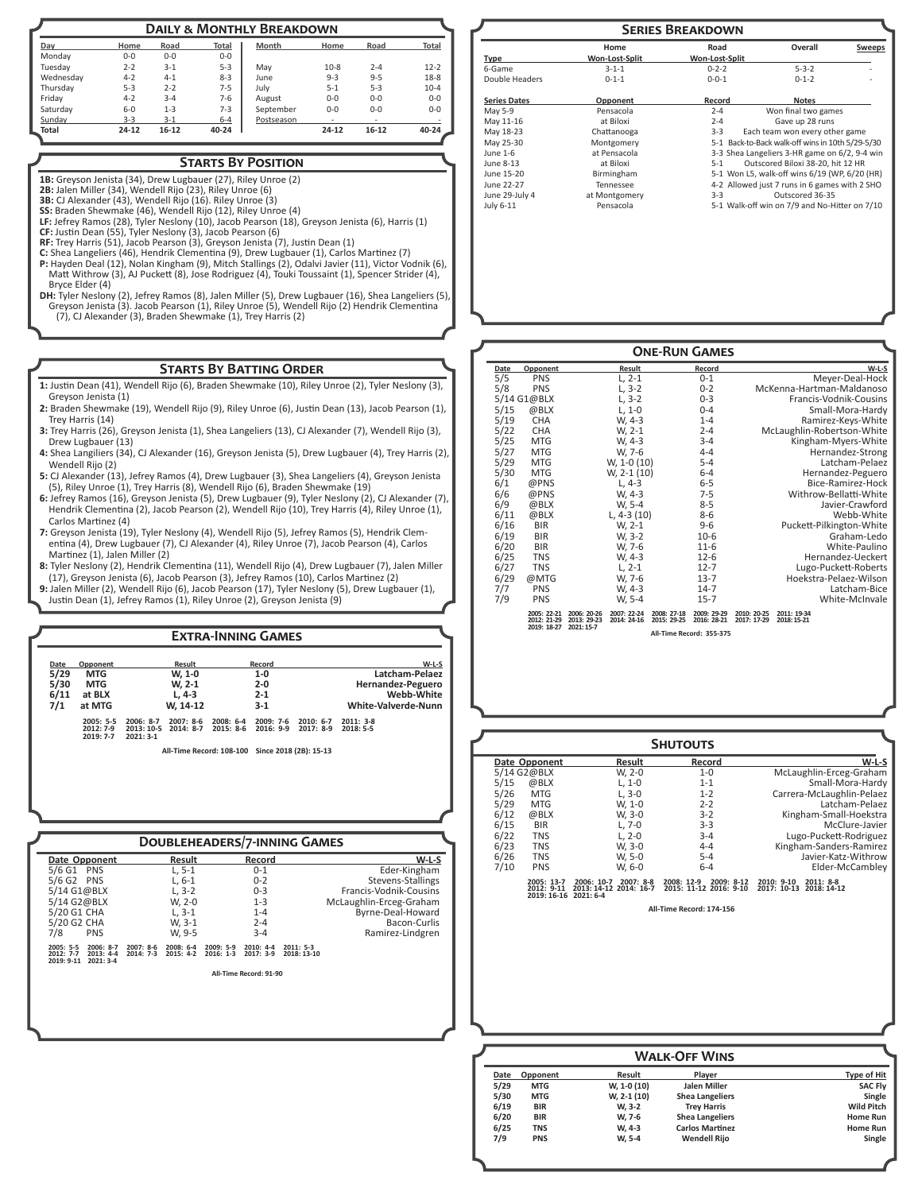## Daily & Monthly Breakdown

| Day | Home | Road | Total |
|---|---|---|---|
| Monday | 0-0 | 0-0 | 0-0 |
| Tuesday | 2-2 | 3-1 | 5-3 |
| Wednesday | 4-2 | 4-1 | 8-3 |
| Thursday | 5-3 | 2-2 | 7-5 |
| Friday | 4-2 | 3-4 | 7-6 |
| Saturday | 6-0 | 1-3 | 7-3 |
| Sunday | 3-3 | 3-1 | 6-4 |
| Total | 24-12 | 16-12 | 40-24 |

| Month | Home | Road | Total |
|---|---|---|---|
| May | 10-8 | 2-4 | 12-2 |
| June | 9-3 | 9-5 | 18-8 |
| July | 5-1 | 5-3 | 10-4 |
| August | 0-0 | 0-0 | 0-0 |
| September | 0-0 | 0-0 | 0-0 |
| Postseason | - | - | - |
| | 24-12 | 16-12 | 40-24 |

## Starts By Position

**1B:** Greyson Jenista (34), Drew Lugbauer (27), Riley Unroe (2)
**2B:** Jalen Miller (34), Wendell Rijo (23), Riley Unroe (6)
**3B:** CJ Alexander (43), Wendell Rijo (16). Riley Unroe (3)
**SS:** Braden Shewmake (46), Wendell Rijo (12), Riley Unroe (4)
**LF:** Jefrey Ramos (28), Tyler Neslony (10), Jacob Pearson (18), Greyson Jenista (6), Harris (1)
**CF:** Justin Dean (55), Tyler Neslony (3), Jacob Pearson (6)
**RF:** Trey Harris (51), Jacob Pearson (3), Greyson Jenista (7), Justin Dean (1)
**C:** Shea Langeliers (46), Hendrik Clementina (9), Drew Lugbauer (1), Carlos Martinez (7)
**P:** Hayden Deal (12), Nolan Kingham (9), Mitch Stallings (2), Odalvi Javier (11), Victor Vodnik (6), Matt Withrow (3), AJ Puckett (8), Jose Rodriguez (4), Touki Toussaint (1), Spencer Strider (4), Bryce Elder (4)
**DH:** Tyler Neslony (2), Jefrey Ramos (8), Jalen Miller (5), Drew Lugbauer (16), Shea Langeliers (5), Greyson Jenista (3). Jacob Pearson (1), Riley Unroe (5), Wendell Rijo (2) Hendrik Clementina (7), CJ Alexander (3), Braden Shewmake (1), Trey Harris (2)

## Starts By Batting Order

**1:** Justin Dean (41), Wendell Rijo (6), Braden Shewmake (10), Riley Unroe (2), Tyler Neslony (3), Greyson Jenista (1)
**2:** Braden Shewmake (19), Wendell Rijo (9), Riley Unroe (6), Justin Dean (13), Jacob Pearson (1), Trey Harris (14)
**3:** Trey Harris (26), Greyson Jenista (1), Shea Langeliers (13), CJ Alexander (7), Wendell Rijo (3), Drew Lugbauer (13)
**4:** Shea Langiliers (34), CJ Alexander (16), Greyson Jenista (5), Drew Lugbauer (4), Trey Harris (2), Wendell Rijo (2)
**5:** CJ Alexander (13), Jefrey Ramos (4), Drew Lugbauer (3), Shea Langeliers (4), Greyson Jenista (5), Riley Unroe (1), Trey Harris (8), Wendell Rijo (6), Braden Shewmake (19)
**6:** Jefrey Ramos (16), Greyson Jenista (5), Drew Lugbauer (9), Tyler Neslony (2), CJ Alexander (7), Hendrik Clementina (2), Jacob Pearson (2), Wendell Rijo (10), Trey Harris (4), Riley Unroe (1), Carlos Martinez (4)
**7:** Greyson Jenista (19), Tyler Neslony (4), Wendell Rijo (5), Jefrey Ramos (5), Hendrik Clementina (4), Drew Lugbauer (7), CJ Alexander (4), Riley Unroe (7), Jacob Pearson (4), Carlos Martinez (1), Jalen Miller (2)
**8:** Tyler Neslony (2), Hendrik Clementina (11), Wendell Rijo (4), Drew Lugbauer (7), Jalen Miller (17), Greyson Jenista (6), Jacob Pearson (3), Jefrey Ramos (10), Carlos Martinez (2)
**9:** Jalen Miller (2), Wendell Rijo (6), Jacob Pearson (17), Tyler Neslony (5), Drew Lugbauer (1), Justin Dean (1), Jefrey Ramos (1), Riley Unroe (2), Greyson Jenista (9)

## Extra-Inning Games

| Date | Opponent | Result | Record | W-L-S |
|---|---|---|---|---|
| 5/29 | MTG | W, 1-0 | 1-0 | Latcham-Pelaez |
| 5/30 | MTG | W, 2-1 | 2-0 | Hernandez-Peguero |
| 6/11 | at BLX | L, 4-3 | 2-1 | Webb-White |
| 7/1 | at MTG | W, 14-12 | 3-1 | White-Valverde-Nunn |

2005: 5-5 2006: 8-7 2007: 8-6 2008: 6-4 2009: 7-6 2010: 6-7 2011: 3-8 2012: 7-9 2013: 10-5 2014: 8-7 2015: 8-6 2016: 9-9 2017: 8-9 2018: 5-5 2019: 7-7 2021: 3-1

All-Time Record: 108-100 Since 2018 (2B): 15-13

## Doubleheaders/7-inning Games

| Date | Opponent | Result | Record | W-L-S |
|---|---|---|---|---|
| 5/6 G1 | PNS | L, 5-1 | 0-1 | Eder-Kingham |
| 5/6 G2 | PNS | L, 6-1 | 0-2 | Stevens-Stallings |
| 5/14 G1 | @BLX | L, 3-2 | 0-3 | Francis-Vodnik-Cousins |
| 5/14 G2 | @BLX | W, 2-0 | 1-3 | McLaughlin-Erceg-Graham |
| 5/20 G1 | CHA | L, 3-1 | 1-4 | Byrne-Deal-Howard |
| 5/20 G2 | CHA | W, 3-1 | 2-4 | Bacon-Curlis |
| 7/8 | PNS | W, 9-5 | 3-4 | Ramirez-Lindgren |

2005: 5-5 2006: 8-7 2007: 8-6 2008: 6-4 2009: 5-9 2010: 4-4 2011: 5-3 2012: 7-7 2013: 4-4 2014: 7-3 2015: 4-2 2016: 1-3 2017: 3-9 2018: 13-10 2019: 9-11 2021: 3-4

All-Time Record: 91-90

## Series Breakdown

| Type | Home Won-Lost-Split | Road Won-Lost-Split | Overall | Sweeps |
|---|---|---|---|---|
| 6-Game | 3-1-1 | 0-2-2 | 5-3-2 | - |
| Double Headers | 0-1-1 | 0-0-1 | 0-1-2 | - |

| Series Dates | Opponent | Record | Notes |
|---|---|---|---|
| May 5-9 | Pensacola | 2-4 | Won final two games |
| May 11-16 | at Biloxi | 2-4 | Gave up 28 runs |
| May 18-23 | Chattanooga | 3-3 | Each team won every other game |
| May 25-30 | Montgomery | 5-1 | Back-to-Back walk-off wins in 10th 5/29-5/30 |
| June 1-6 | at Pensacola | 3-3 | Shea Langeliers 3-HR game on 6/2, 9-4 win |
| June 8-13 | at Biloxi | 5-1 | Outscored Biloxi 38-20, hit 12 HR |
| June 15-20 | Birmingham | 5-1 | Won L5, walk-off wins 6/19 (WP, 6/20 (HR) |
| June 22-27 | Tennessee | 4-2 | Allowed just 7 runs in 6 games with 2 SHO |
| June 29-July 4 | at Montgomery | 3-3 | Outscored 36-35 |
| July 6-11 | Pensacola | 5-1 | Walk-off win on 7/9 and No-Hitter on 7/10 |

## One-Run Games

| Date | Opponent | Result | Record | W-L-S |
|---|---|---|---|---|
| 5/5 | PNS | L, 2-1 | 0-1 | Meyer-Deal-Hock |
| 5/8 | PNS | L, 3-2 | 0-2 | McKenna-Hartman-Maldanoso |
| 5/14 G1 | @BLX | L, 3-2 | 0-3 | Francis-Vodnik-Cousins |
| 5/15 | @BLX | L, 1-0 | 0-4 | Small-Mora-Hardy |
| 5/19 | CHA | W, 4-3 | 1-4 | Ramirez-Keys-White |
| 5/22 | CHA | W, 2-1 | 2-4 | McLaughlin-Robertson-White |
| 5/25 | MTG | W, 4-3 | 3-4 | Kingham-Myers-White |
| 5/27 | MTG | W, 7-6 | 4-4 | Hernandez-Strong |
| 5/29 | MTG | W, 1-0 (10) | 5-4 | Latcham-Pelaez |
| 5/30 | MTG | W, 2-1 (10) | 6-4 | Hernandez-Peguero |
| 6/1 | @PNS | L, 4-3 | 6-5 | Bice-Ramirez-Hock |
| 6/6 | @PNS | W, 4-3 | 7-5 | Withrow-Bellatti-White |
| 6/9 | @BLX | W, 5-4 | 8-5 | Javier-Crawford |
| 6/11 | @BLX | L, 4-3 (10) | 8-6 | Webb-White |
| 6/16 | BIR | W, 2-1 | 9-6 | Puckett-Pilkington-White |
| 6/19 | BIR | W, 3-2 | 10-6 | Graham-Ledo |
| 6/20 | BIR | W, 7-6 | 11-6 | White-Paulino |
| 6/25 | TNS | W, 4-3 | 12-6 | Hernandez-Ueckert |
| 6/27 | TNS | L, 2-1 | 12-7 | Lugo-Puckett-Roberts |
| 6/29 | @MTG | W, 7-6 | 13-7 | Hoekstra-Pelaez-Wilson |
| 7/7 | PNS | W, 4-3 | 14-7 | Latcham-Bice |
| 7/9 | PNS | W, 5-4 | 15-7 | White-McInvale |

2005: 22-21 2006: 20-26 2007: 22-24 2008: 27-18 2009: 29-29 2010: 20-25 2011: 19-34 2012: 21-29 2013: 29-23 2014: 24-16 2015: 29-25 2016: 28-21 2017: 17-29 2018: 15-21 2019: 18-27 2021: 15-7

All-Time Record: 355-375

## Shutouts

| Date | Opponent | Result | Record | W-L-S |
|---|---|---|---|---|
| 5/14 G2 | @BLX | W, 2-0 | 1-0 | McLaughlin-Erceg-Graham |
| 5/15 | @BLX | L, 1-0 | 1-1 | Small-Mora-Hardy |
| 5/26 | MTG | L, 3-0 | 1-2 | Carrera-McLaughlin-Pelaez |
| 5/29 | MTG | W, 1-0 | 2-2 | Latcham-Pelaez |
| 6/12 | @BLX | W, 3-0 | 3-2 | Kingham-Small-Hoekstra |
| 6/15 | BIR | L, 7-0 | 3-3 | McClure-Javier |
| 6/22 | TNS | L, 2-0 | 3-4 | Lugo-Puckett-Rodriguez |
| 6/23 | TNS | W, 3-0 | 4-4 | Kingham-Sanders-Ramirez |
| 6/26 | TNS | W, 5-0 | 5-4 | Javier-Katz-Withrow |
| 7/10 | PNS | W, 6-0 | 6-4 | Elder-McCambley |

2005: 13-7 2006: 10-7 2007: 8-8 2008: 12-9 2009: 8-12 2010: 9-10 2011: 8-8 2012: 9-11 2013: 14-12 2014: 16-7 2015: 11-12 2016: 9-10 2017: 10-13 2018: 14-12 2019: 16-16 2021: 6-4

All-Time Record: 174-156

## Walk-Off Wins

| Date | Opponent | Result | Player | Type of Hit |
|---|---|---|---|---|
| 5/29 | MTG | W, 1-0 (10) | Jalen Miller | SAC Fly |
| 5/30 | MTG | W, 2-1 (10) | Shea Langeliers | Single |
| 6/19 | BIR | W, 3-2 | Trey Harris | Wild Pitch |
| 6/20 | BIR | W, 7-6 | Shea Langeliers | Home Run |
| 6/25 | TNS | W, 4-3 | Carlos Martinez | Home Run |
| 7/9 | PNS | W, 5-4 | Wendell Rijo | Single |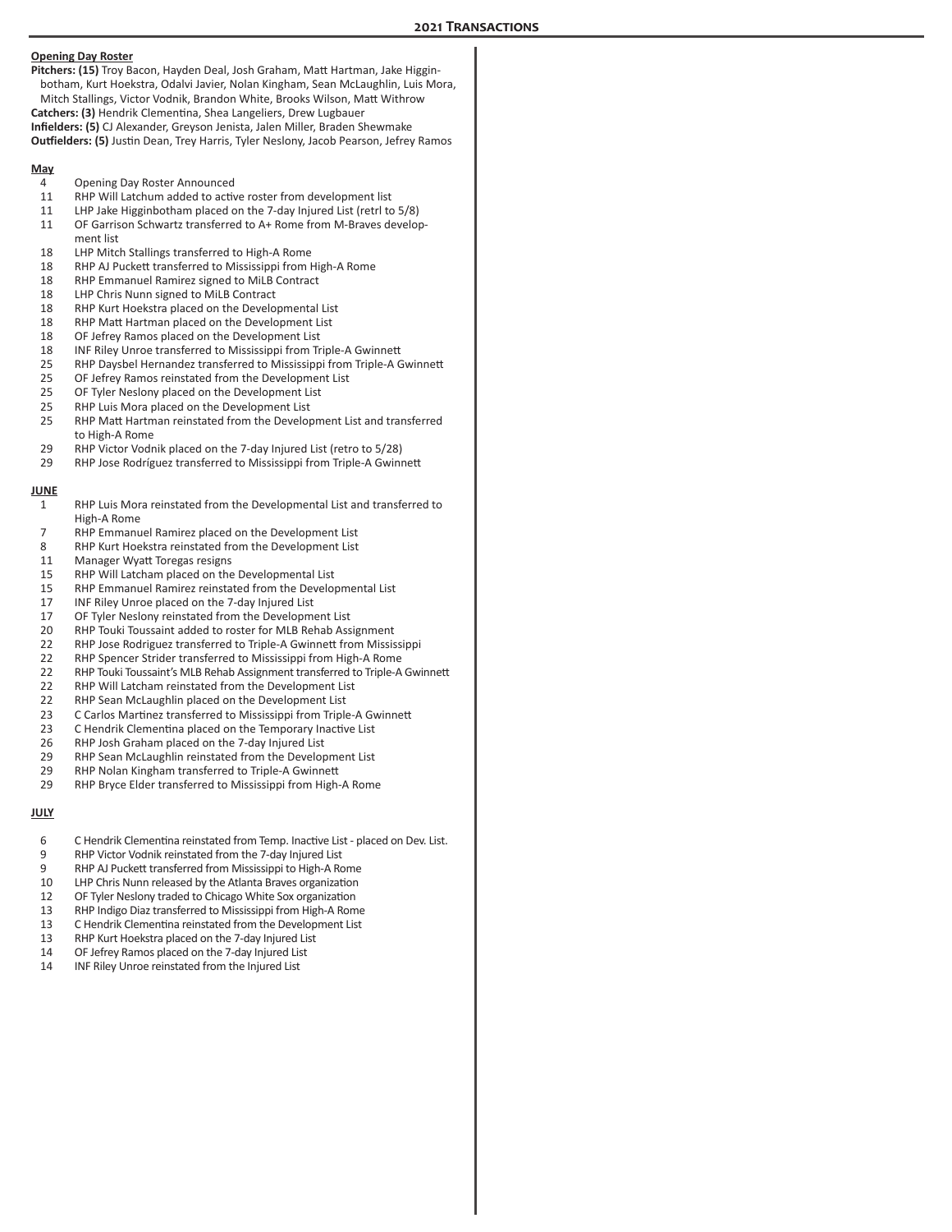## 2021 Transactions

**Opening Day Roster**

**Pitchers: (15)** Troy Bacon, Hayden Deal, Josh Graham, Matt Hartman, Jake Higginbotham, Kurt Hoekstra, Odalvi Javier, Nolan Kingham, Sean McLaughlin, Luis Mora, Mitch Stallings, Victor Vodnik, Brandon White, Brooks Wilson, Matt Withrow

**Catchers: (3)** Hendrik Clementina, Shea Langeliers, Drew Lugbauer

**Infielders: (5)** CJ Alexander, Greyson Jenista, Jalen Miller, Braden Shewmake

**Outfielders: (5)** Justin Dean, Trey Harris, Tyler Neslony, Jacob Pearson, Jefrey Ramos

**May**

| | |
|---|---|
| 4 | Opening Day Roster Announced |
| 11 | RHP Will Latchum added to active roster from development list |
| 11 | LHP Jake Higginbotham placed on the 7-day Injured List (retrl to 5/8) |
| 11 | OF Garrison Schwartz transferred to A+ Rome from M-Braves development list |
| 18 | LHP Mitch Stallings transferred to High-A Rome |
| 18 | RHP AJ Puckett transferred to Mississippi from High-A Rome |
| 18 | RHP Emmanuel Ramirez signed to MiLB Contract |
| 18 | LHP Chris Nunn signed to MiLB Contract |
| 18 | RHP Kurt Hoekstra placed on the Developmental List |
| 18 | RHP Matt Hartman placed on the Development List |
| 18 | OF Jefrey Ramos placed on the Development List |
| 18 | INF Riley Unroe transferred to Mississippi from Triple-A Gwinnett |
| 25 | RHP Daysbel Hernandez transferred to Mississippi from Triple-A Gwinnett |
| 25 | OF Jefrey Ramos reinstated from the Development List |
| 25 | OF Tyler Neslony placed on the Development List |
| 25 | RHP Luis Mora placed on the Development List |
| 25 | RHP Matt Hartman reinstated from the Development List and transferred to High-A Rome |
| 29 | RHP Victor Vodnik placed on the 7-day Injured List (retro to 5/28) |
| 29 | RHP Jose Rodriguez transferred to Mississippi from Triple-A Gwinnett |

**JUNE**

| | |
|---|---|
| 1 | RHP Luis Mora reinstated from the Developmental List and transferred to High-A Rome |
| 7 | RHP Emmanuel Ramirez placed on the Development List |
| 8 | RHP Kurt Hoekstra reinstated from the Development List |
| 11 | Manager Wyatt Toregas resigns |
| 15 | RHP Will Latcham placed on the Developmental List |
| 15 | RHP Emmanuel Ramirez reinstated from the Developmental List |
| 17 | INF Riley Unroe placed on the 7-day Injured List |
| 17 | OF Tyler Neslony reinstated from the Development List |
| 20 | RHP Touki Toussaint added to roster for MLB Rehab Assignment |
| 22 | RHP Jose Rodriguez transferred to Triple-A Gwinnett from Mississippi |
| 22 | RHP Spencer Strider transferred to Mississippi from High-A Rome |
| 22 | RHP Touki Toussaint's MLB Rehab Assignment transferred to Triple-A Gwinnett |
| 22 | RHP Will Latcham reinstated from the Development List |
| 22 | RHP Sean McLaughlin placed on the Development List |
| 23 | C Carlos Martinez transferred to Mississippi from Triple-A Gwinnett |
| 23 | C Hendrik Clementina placed on the Temporary Inactive List |
| 26 | RHP Josh Graham placed on the 7-day Injured List |
| 29 | RHP Sean McLaughlin reinstated from the Development List |
| 29 | RHP Nolan Kingham transferred to Triple-A Gwinnett |
| 29 | RHP Bryce Elder transferred to Mississippi from High-A Rome |

**JULY**

| | |
|---|---|
| 6 | C Hendrik Clementina reinstated from Temp. Inactive List - placed on Dev. List. |
| 9 | RHP Victor Vodnik reinstated from the 7-day Injured List |
| 9 | RHP AJ Puckett transferred from Mississippi to High-A Rome |
| 10 | LHP Chris Nunn released by the Atlanta Braves organization |
| 12 | OF Tyler Neslony traded to Chicago White Sox organization |
| 13 | RHP Indigo Diaz transferred to Mississippi from High-A Rome |
| 13 | C Hendrik Clementina reinstated from the Development List |
| 13 | RHP Kurt Hoekstra placed on the 7-day Injured List |
| 14 | OF Jefrey Ramos placed on the 7-day Injured List |
| 14 | INF Riley Unroe reinstated from the Injured List |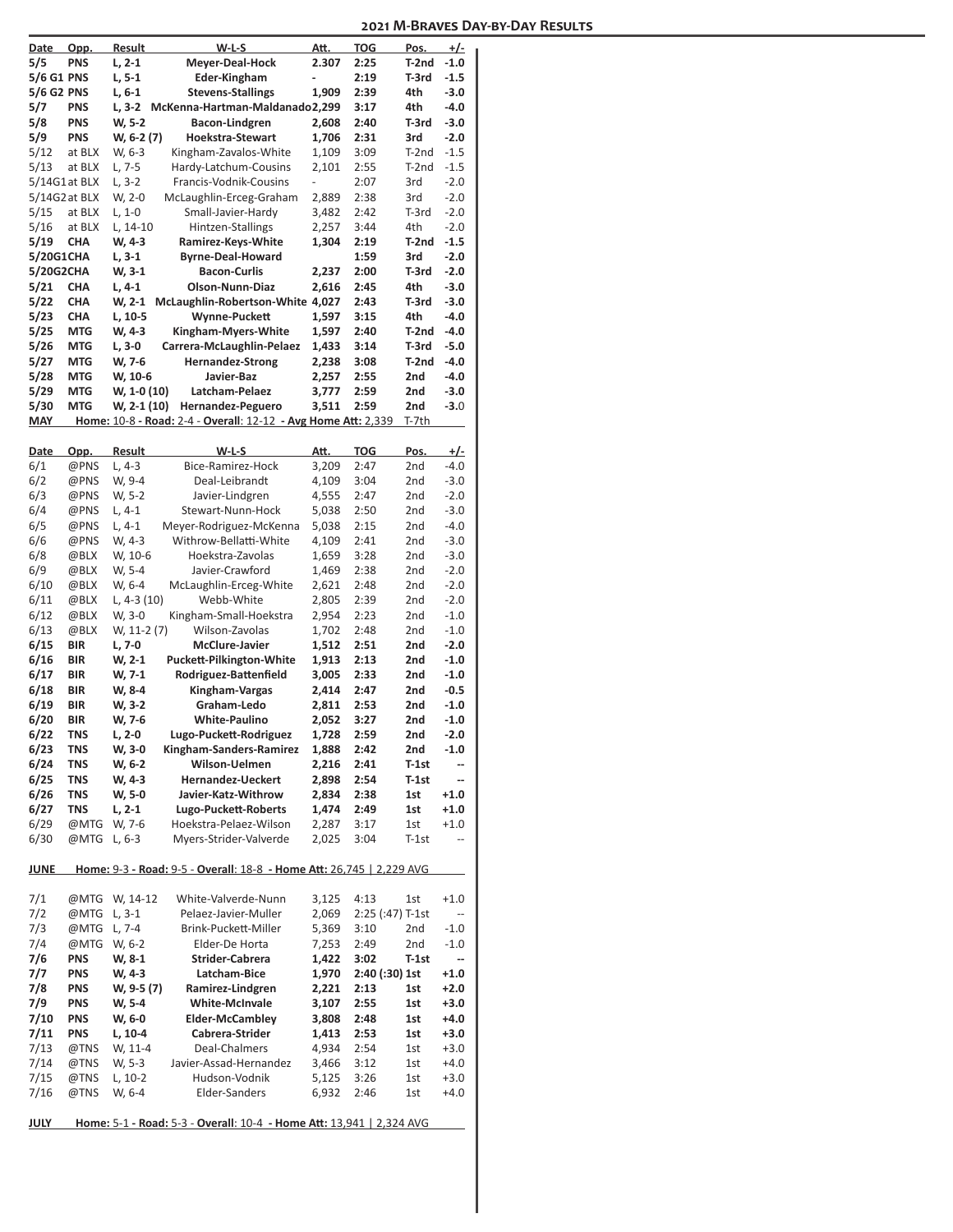## 2021 M-Braves Day-by-Day Results

| Date | Opp. | Result | W-L-S | Att. | TOG | Pos. | +/- |
|---|---|---|---|---|---|---|---|
| **5/5** | **PNS** | **L, 2-1** | **Meyer-Deal-Hock** | **2.307** | **2:25** | **T-2nd** | **-1.0** |
| **5/6 G1** | **PNS** | **L, 5-1** | **Eder-Kingham** | **-** | **2:19** | **T-3rd** | **-1.5** |
| **5/6 G2** | **PNS** | **L, 6-1** | **Stevens-Stallings** | **1,909** | **2:39** | **4th** | **-3.0** |
| **5/7** | **PNS** | **L, 3-2** | **McKenna-Hartman-Maldanado** | **2,299** | **3:17** | **4th** | **-4.0** |
| **5/8** | **PNS** | **W, 5-2** | **Bacon-Lindgren** | **2,608** | **2:40** | **T-3rd** | **-3.0** |
| **5/9** | **PNS** | **W, 6-2 (7)** | **Hoekstra-Stewart** | **1,706** | **2:31** | **3rd** | **-2.0** |
| 5/12 | at BLX | W, 6-3 | Kingham-Zavalos-White | 1,109 | 3:09 | T-2nd | -1.5 |
| 5/13 | at BLX | L, 7-5 | Hardy-Latchum-Cousins | 2,101 | 2:55 | T-2nd | -1.5 |
| 5/14G1 | at BLX | L, 3-2 | Francis-Vodnik-Cousins | - | 2:07 | 3rd | -2.0 |
| 5/14G2 | at BLX | W, 2-0 | McLaughlin-Erceg-Graham | 2,889 | 2:38 | 3rd | -2.0 |
| 5/15 | at BLX | L, 1-0 | Small-Javier-Hardy | 3,482 | 2:42 | T-3rd | -2.0 |
| 5/16 | at BLX | L, 14-10 | Hintzen-Stallings | 2,257 | 3:44 | 4th | -2.0 |
| **5/19** | **CHA** | **W, 4-3** | **Ramirez-Keys-White** | **1,304** | **2:19** | **T-2nd** | **-1.5** |
| **5/20G1** | **CHA** | **L, 3-1** | **Byrne-Deal-Howard** | | **1:59** | **3rd** | **-2.0** |
| **5/20G2** | **CHA** | **W, 3-1** | **Bacon-Curlis** | **2,237** | **2:00** | **T-3rd** | **-2.0** |
| **5/21** | **CHA** | **L, 4-1** | **Olson-Nunn-Diaz** | **2,616** | **2:45** | **4th** | **-3.0** |
| **5/22** | **CHA** | **W, 2-1** | **McLaughlin-Robertson-White** | **4,027** | **2:43** | **T-3rd** | **-3.0** |
| **5/23** | **CHA** | **L, 10-5** | **Wynne-Puckett** | **1,597** | **3:15** | **4th** | **-4.0** |
| **5/25** | **MTG** | **W, 4-3** | **Kingham-Myers-White** | **1,597** | **2:40** | **T-2nd** | **-4.0** |
| **5/26** | **MTG** | **L, 3-0** | **Carrera-McLaughlin-Pelaez** | **1,433** | **3:14** | **T-3rd** | **-5.0** |
| **5/27** | **MTG** | **W, 7-6** | **Hernandez-Strong** | **2,238** | **3:08** | **T-2nd** | **-4.0** |
| **5/28** | **MTG** | **W, 10-6** | **Javier-Baz** | **2,257** | **2:55** | **2nd** | **-4.0** |
| **5/29** | **MTG** | **W, 1-0 (10)** | **Latcham-Pelaez** | **3,777** | **2:59** | **2nd** | **-3.0** |
| **5/30** | **MTG** | **W, 2-1 (10)** | **Hernandez-Peguero** | **3,511** | **2:59** | **2nd** | **-3.0** |

**MAY** — Home: 10-8 - Road: 2-4 - Overall: 12-12 - Avg Home Att: 2,339 — T-7th

| Date | Opp. | Result | W-L-S | Att. | TOG | Pos. | +/- |
|---|---|---|---|---|---|---|---|
| 6/1 | @PNS | L, 4-3 | Bice-Ramirez-Hock | 3,209 | 2:47 | 2nd | -4.0 |
| 6/2 | @PNS | W, 9-4 | Deal-Leibrandt | 4,109 | 3:04 | 2nd | -3.0 |
| 6/3 | @PNS | W, 5-2 | Javier-Lindgren | 4,555 | 2:47 | 2nd | -2.0 |
| 6/4 | @PNS | L, 4-1 | Stewart-Nunn-Hock | 5,038 | 2:50 | 2nd | -3.0 |
| 6/5 | @PNS | L, 4-1 | Meyer-Rodriguez-McKenna | 5,038 | 2:15 | 2nd | -4.0 |
| 6/6 | @PNS | W, 4-3 | Withrow-Bellatti-White | 4,109 | 2:41 | 2nd | -3.0 |
| 6/8 | @BLX | W, 10-6 | Hoekstra-Zavolas | 1,659 | 3:28 | 2nd | -3.0 |
| 6/9 | @BLX | W, 5-4 | Javier-Crawford | 1,469 | 2:38 | 2nd | -2.0 |
| 6/10 | @BLX | W, 6-4 | McLaughlin-Erceg-White | 2,621 | 2:48 | 2nd | -2.0 |
| 6/11 | @BLX | L, 4-3 (10) | Webb-White | 2,805 | 2:39 | 2nd | -2.0 |
| 6/12 | @BLX | W, 3-0 | Kingham-Small-Hoekstra | 2,954 | 2:23 | 2nd | -1.0 |
| 6/13 | @BLX | W, 11-2 (7) | Wilson-Zavolas | 1,702 | 2:48 | 2nd | -1.0 |
| **6/15** | **BIR** | **L, 7-0** | **McClure-Javier** | **1,512** | **2:51** | **2nd** | **-2.0** |
| **6/16** | **BIR** | **W, 2-1** | **Puckett-Pilkington-White** | **1,913** | **2:13** | **2nd** | **-1.0** |
| **6/17** | **BIR** | **W, 7-1** | **Rodriguez-Battenfield** | **3,005** | **2:33** | **2nd** | **-1.0** |
| **6/18** | **BIR** | **W, 8-4** | **Kingham-Vargas** | **2,414** | **2:47** | **2nd** | **-0.5** |
| **6/19** | **BIR** | **W, 3-2** | **Graham-Ledo** | **2,811** | **2:53** | **2nd** | **-1.0** |
| **6/20** | **BIR** | **W, 7-6** | **White-Paulino** | **2,052** | **3:27** | **2nd** | **-1.0** |
| **6/22** | **TNS** | **L, 2-0** | **Lugo-Puckett-Rodriguez** | **1,728** | **2:59** | **2nd** | **-2.0** |
| **6/23** | **TNS** | **W, 3-0** | **Kingham-Sanders-Ramirez** | **1,888** | **2:42** | **2nd** | **-1.0** |
| **6/24** | **TNS** | **W, 6-2** | **Wilson-Uelmen** | **2,216** | **2:41** | **T-1st** | **--** |
| **6/25** | **TNS** | **W, 4-3** | **Hernandez-Ueckert** | **2,898** | **2:54** | **T-1st** | **--** |
| **6/26** | **TNS** | **W, 5-0** | **Javier-Katz-Withrow** | **2,834** | **2:38** | **1st** | **+1.0** |
| **6/27** | **TNS** | **L, 2-1** | **Lugo-Puckett-Roberts** | **1,474** | **2:49** | **1st** | **+1.0** |
| 6/29 | @MTG | W, 7-6 | Hoekstra-Pelaez-Wilson | 2,287 | 3:17 | 1st | +1.0 |
| 6/30 | @MTG | L, 6-3 | Myers-Strider-Valverde | 2,025 | 3:04 | T-1st | -- |

**JUNE** — Home: 9-3 - Road: 9-5 - Overall: 18-8 - Home Att: 26,745 | 2,229 AVG

| Date | Opp. | Result | W-L-S | Att. | TOG | Pos. | +/- |
|---|---|---|---|---|---|---|---|
| 7/1 | @MTG | W, 14-12 | White-Valverde-Nunn | 3,125 | 4:13 | 1st | +1.0 |
| 7/2 | @MTG | L, 3-1 | Pelaez-Javier-Muller | 2,069 | 2:25 (:47) | T-1st | -- |
| 7/3 | @MTG | L, 7-4 | Brink-Puckett-Miller | 5,369 | 3:10 | 2nd | -1.0 |
| 7/4 | @MTG | W, 6-2 | Elder-De Horta | 7,253 | 2:49 | 2nd | -1.0 |
| **7/6** | **PNS** | **W, 8-1** | **Strider-Cabrera** | **1,422** | **3:02** | **T-1st** | **--** |
| **7/7** | **PNS** | **W, 4-3** | **Latcham-Bice** | **1,970** | **2:40 (:30)** | **1st** | **+1.0** |
| **7/8** | **PNS** | **W, 9-5 (7)** | **Ramirez-Lindgren** | **2,221** | **2:13** | **1st** | **+2.0** |
| **7/9** | **PNS** | **W, 5-4** | **White-McInvale** | **3,107** | **2:55** | **1st** | **+3.0** |
| **7/10** | **PNS** | **W, 6-0** | **Elder-McCambley** | **3,808** | **2:48** | **1st** | **+4.0** |
| **7/11** | **PNS** | **L, 10-4** | **Cabrera-Strider** | **1,413** | **2:53** | **1st** | **+3.0** |
| 7/13 | @TNS | W, 11-4 | Deal-Chalmers | 4,934 | 2:54 | 1st | +3.0 |
| 7/14 | @TNS | W, 5-3 | Javier-Assad-Hernandez | 3,466 | 3:12 | 1st | +4.0 |
| 7/15 | @TNS | L, 10-2 | Hudson-Vodnik | 5,125 | 3:26 | 1st | +3.0 |
| 7/16 | @TNS | W, 6-4 | Elder-Sanders | 6,932 | 2:46 | 1st | +4.0 |

**JULY** — Home: 5-1 - Road: 5-3 - Overall: 10-4 - Home Att: 13,941 | 2,324 AVG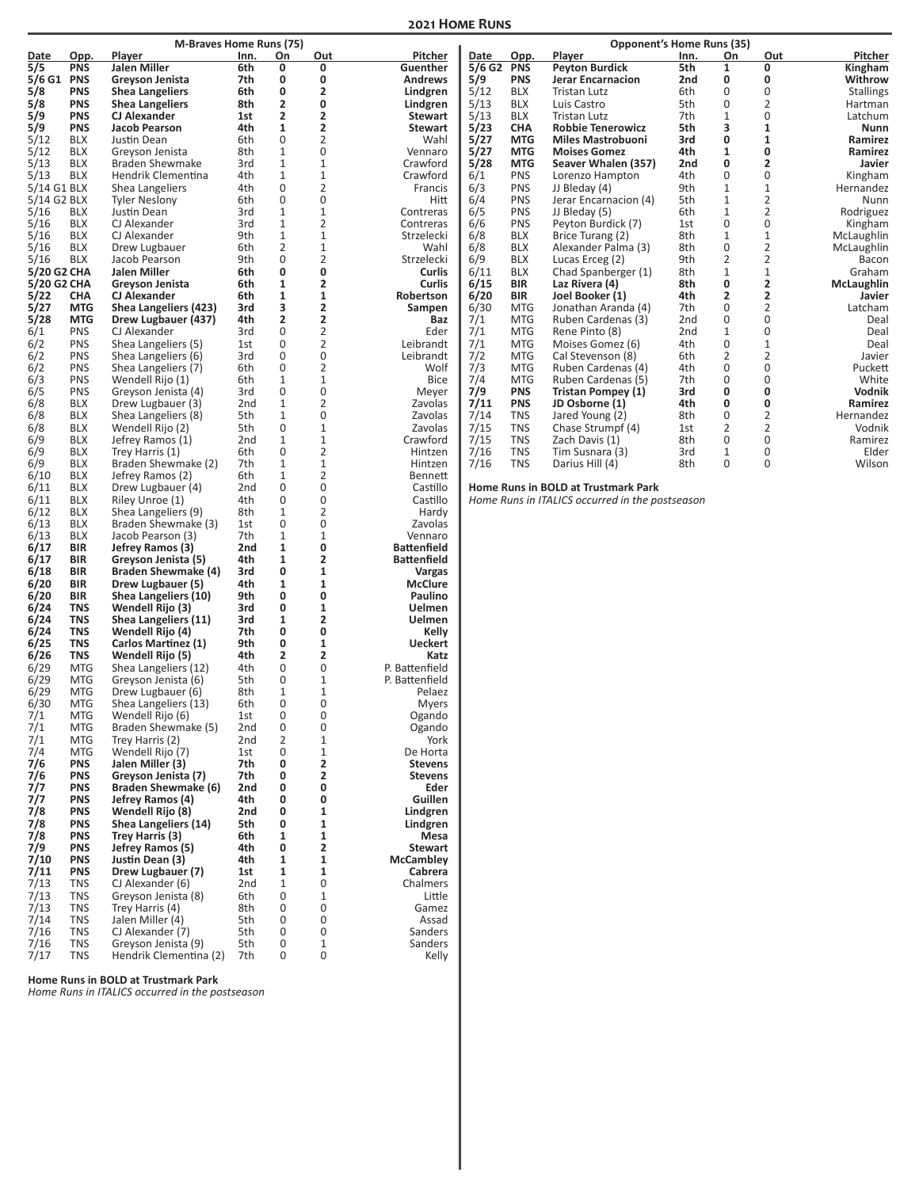# 2021 Home Runs

## M-Braves Home Runs (75)

| Date | Opp. | Player | Inn. | On | Out | Pitcher |
|---|---|---|---|---|---|---|
| **5/5** | **PNS** | **Jalen Miller** | **6th** | **0** | **0** | **Guenther** |
| **5/6 G1** | **PNS** | **Greyson Jenista** | **7th** | **0** | **0** | **Andrews** |
| **5/8** | **PNS** | **Shea Langeliers** | **6th** | **0** | **2** | **Lindgren** |
| **5/8** | **PNS** | **Shea Langeliers** | **8th** | **2** | **0** | **Lindgren** |
| **5/9** | **PNS** | **CJ Alexander** | **1st** | **2** | **2** | **Stewart** |
| **5/9** | **PNS** | **Jacob Pearson** | **4th** | **1** | **2** | **Stewart** |
| 5/12 | BLX | Justin Dean | 6th | 0 | 2 | Wahl |
| 5/12 | BLX | Greyson Jenista | 8th | 1 | 0 | Vennaro |
| 5/13 | BLX | Braden Shewmake | 3rd | 1 | 1 | Crawford |
| 5/13 | BLX | Hendrik Clementina | 4th | 1 | 1 | Crawford |
| 5/14 G1 | BLX | Shea Langeliers | 4th | 0 | 2 | Francis |
| 5/14 G2 | BLX | Tyler Neslony | 6th | 0 | 0 | Hitt |
| 5/16 | BLX | Justin Dean | 3rd | 1 | 1 | Contreras |
| 5/16 | BLX | CJ Alexander | 3rd | 1 | 2 | Contreras |
| 5/16 | BLX | CJ Alexander | 9th | 1 | 1 | Strzelecki |
| 5/16 | BLX | Drew Lugbauer | 6th | 2 | 1 | Wahl |
| 5/16 | BLX | Jacob Pearson | 9th | 0 | 2 | Strzelecki |
| **5/20 G2** | **CHA** | **Jalen Miller** | **6th** | **0** | **0** | **Curlis** |
| **5/20 G2** | **CHA** | **Greyson Jenista** | **6th** | **1** | **2** | **Curlis** |
| **5/22** | **CHA** | **CJ Alexander** | **6th** | **1** | **1** | **Robertson** |
| **5/27** | **MTG** | **Shea Langeliers (423)** | **3rd** | **3** | **2** | **Sampen** |
| **5/28** | **MTG** | **Drew Lugbauer (437)** | **4th** | **2** | **2** | **Baz** |
| 6/1 | PNS | CJ Alexander | 3rd | 0 | 2 | Eder |
| 6/2 | PNS | Shea Langeliers (5) | 1st | 0 | 2 | Leibrandt |
| 6/2 | PNS | Shea Langeliers (6) | 3rd | 0 | 0 | Leibrandt |
| 6/2 | PNS | Shea Langeliers (7) | 6th | 0 | 2 | Wolf |
| 6/3 | PNS | Wendell Rijo (1) | 6th | 1 | 1 | Bice |
| 6/5 | PNS | Greyson Jenista (4) | 3rd | 0 | 0 | Meyer |
| 6/8 | BLX | Drew Lugbauer (3) | 2nd | 1 | 2 | Zavolas |
| 6/8 | BLX | Shea Langeliers (8) | 5th | 1 | 0 | Zavolas |
| 6/8 | BLX | Wendell Rijo (2) | 5th | 0 | 1 | Zavolas |
| 6/9 | BLX | Jefrey Ramos (1) | 2nd | 1 | 1 | Crawford |
| 6/9 | BLX | Trey Harris (1) | 6th | 0 | 2 | Hintzen |
| 6/9 | BLX | Braden Shewmake (2) | 7th | 1 | 1 | Hintzen |
| 6/10 | BLX | Jefrey Ramos (2) | 6th | 1 | 2 | Bennett |
| 6/11 | BLX | Drew Lugbauer (4) | 2nd | 0 | 0 | Castillo |
| 6/11 | BLX | Riley Unroe (1) | 4th | 0 | 0 | Castillo |
| 6/12 | BLX | Shea Langeliers (9) | 8th | 1 | 2 | Hardy |
| 6/13 | BLX | Braden Shewmake (3) | 1st | 0 | 0 | Zavolas |
| 6/13 | BLX | Jacob Pearson (3) | 7th | 1 | 1 | Vennaro |
| **6/17** | **BIR** | **Jefrey Ramos (3)** | **2nd** | **1** | **0** | **Battenfield** |
| **6/17** | **BIR** | **Greyson Jenista (5)** | **4th** | **1** | **2** | **Battenfield** |
| **6/18** | **BIR** | **Braden Shewmake (4)** | **3rd** | **0** | **1** | **Vargas** |
| **6/20** | **BIR** | **Drew Lugbauer (5)** | **4th** | **1** | **1** | **McClure** |
| **6/20** | **BIR** | **Shea Langeliers (10)** | **9th** | **0** | **0** | **Paulino** |
| **6/24** | **TNS** | **Wendell Rijo (3)** | **3rd** | **0** | **1** | **Uelmen** |
| **6/24** | **TNS** | **Shea Langeliers (11)** | **3rd** | **1** | **2** | **Uelmen** |
| **6/24** | **TNS** | **Wendell Rijo (4)** | **7th** | **0** | **0** | **Kelly** |
| **6/25** | **TNS** | **Carlos Martinez (1)** | **9th** | **0** | **1** | **Ueckert** |
| **6/26** | **TNS** | **Wendell Rijo (5)** | **4th** | **2** | **2** | **Katz** |
| 6/29 | MTG | Shea Langeliers (12) | 4th | 0 | 0 | P. Battenfield |
| 6/29 | MTG | Greyson Jenista (6) | 5th | 0 | 1 | P. Battenfield |
| 6/29 | MTG | Drew Lugbauer (6) | 8th | 1 | 1 | Pelaez |
| 6/30 | MTG | Shea Langeliers (13) | 6th | 0 | 0 | Myers |
| 7/1 | MTG | Wendell Rijo (6) | 1st | 0 | 0 | Ogando |
| 7/1 | MTG | Braden Shewmake (5) | 2nd | 0 | 0 | Ogando |
| 7/1 | MTG | Trey Harris (2) | 2nd | 2 | 1 | York |
| 7/4 | MTG | Wendell Rijo (7) | 1st | 0 | 1 | De Horta |
| **7/6** | **PNS** | **Jalen Miller (3)** | **7th** | **0** | **2** | **Stevens** |
| **7/6** | **PNS** | **Greyson Jenista (7)** | **7th** | **0** | **2** | **Stevens** |
| **7/7** | **PNS** | **Braden Shewmake (6)** | **2nd** | **0** | **0** | **Eder** |
| **7/7** | **PNS** | **Jefrey Ramos (4)** | **4th** | **0** | **0** | **Guillen** |
| **7/8** | **PNS** | **Wendell Rijo (8)** | **2nd** | **0** | **1** | **Lindgren** |
| **7/8** | **PNS** | **Shea Langeliers (14)** | **5th** | **0** | **1** | **Lindgren** |
| **7/8** | **PNS** | **Trey Harris (3)** | **6th** | **1** | **1** | **Mesa** |
| **7/9** | **PNS** | **Jefrey Ramos (5)** | **4th** | **0** | **2** | **Stewart** |
| **7/10** | **PNS** | **Justin Dean (3)** | **4th** | **1** | **1** | **McCambley** |
| **7/11** | **PNS** | **Drew Lugbauer (7)** | **1st** | **1** | **1** | **Cabrera** |
| 7/13 | TNS | CJ Alexander (6) | 2nd | 1 | 0 | Chalmers |
| 7/13 | TNS | Greyson Jenista (8) | 6th | 0 | 1 | Little |
| 7/13 | TNS | Trey Harris (4) | 8th | 0 | 0 | Gamez |
| 7/14 | TNS | Jalen Miller (4) | 5th | 0 | 0 | Assad |
| 7/16 | TNS | CJ Alexander (7) | 5th | 0 | 0 | Sanders |
| 7/16 | TNS | Greyson Jenista (9) | 5th | 0 | 1 | Sanders |
| 7/17 | TNS | Hendrik Clementina (2) | 7th | 0 | 0 | Kelly |

**Home Runs in BOLD at Trustmark Park**
*Home Runs in ITALICS occurred in the postseason*

## Opponent's Home Runs (35)

| Date | Opp. | Player | Inn. | On | Out | Pitcher |
|---|---|---|---|---|---|---|
| **5/6 G2** | **PNS** | **Peyton Burdick** | **5th** | **1** | **0** | **Kingham** |
| **5/9** | **PNS** | **Jerar Encarnacion** | **2nd** | **0** | **0** | **Withrow** |
| 5/12 | BLX | Tristan Lutz | 6th | 0 | 0 | Stallings |
| 5/13 | BLX | Luis Castro | 5th | 0 | 2 | Hartman |
| 5/13 | BLX | Tristan Lutz | 7th | 1 | 0 | Latchum |
| **5/23** | **CHA** | **Robbie Tenerowicz** | **5th** | **3** | **1** | **Nunn** |
| **5/27** | **MTG** | **Miles Mastrobuoni** | **3rd** | **0** | **1** | **Ramirez** |
| **5/27** | **MTG** | **Moises Gomez** | **4th** | **1** | **0** | **Ramirez** |
| **5/28** | **MTG** | **Seaver Whalen (357)** | **2nd** | **0** | **2** | **Javier** |
| 6/1 | PNS | Lorenzo Hampton | 4th | 0 | 0 | Kingham |
| 6/3 | PNS | JJ Bleday (4) | 9th | 1 | 1 | Hernandez |
| 6/4 | PNS | Jerar Encarnacion (4) | 5th | 1 | 2 | Nunn |
| 6/5 | PNS | JJ Bleday (5) | 6th | 1 | 2 | Rodriguez |
| 6/6 | PNS | Peyton Burdick (7) | 1st | 0 | 0 | Kingham |
| 6/8 | BLX | Brice Turang (2) | 8th | 1 | 1 | McLaughlin |
| 6/8 | BLX | Alexander Palma (3) | 8th | 0 | 2 | McLaughlin |
| 6/9 | BLX | Lucas Erceg (2) | 9th | 2 | 2 | Bacon |
| 6/11 | BLX | Chad Spanberger (1) | 8th | 1 | 1 | Graham |
| **6/15** | **BIR** | **Laz Rivera (4)** | **8th** | **0** | **2** | **McLaughlin** |
| **6/20** | **BIR** | **Joel Booker (1)** | **4th** | **2** | **2** | **Javier** |
| 6/30 | MTG | Jonathan Aranda (4) | 7th | 0 | 2 | Latcham |
| 7/1 | MTG | Ruben Cardenas (3) | 2nd | 0 | 0 | Deal |
| 7/1 | MTG | Rene Pinto (8) | 2nd | 1 | 0 | Deal |
| 7/1 | MTG | Moises Gomez (6) | 4th | 0 | 1 | Deal |
| 7/2 | MTG | Cal Stevenson (8) | 6th | 2 | 2 | Javier |
| 7/3 | MTG | Ruben Cardenas (4) | 4th | 0 | 0 | Puckett |
| 7/4 | MTG | Ruben Cardenas (5) | 7th | 0 | 0 | White |
| **7/9** | **PNS** | **Tristan Pompey (1)** | **3rd** | **0** | **0** | **Vodnik** |
| **7/11** | **PNS** | **JD Osborne (1)** | **4th** | **0** | **0** | **Ramirez** |
| 7/14 | TNS | Jared Young (2) | 8th | 0 | 2 | Hernandez |
| 7/15 | TNS | Chase Strumpf (4) | 1st | 2 | 2 | Vodnik |
| 7/15 | TNS | Zach Davis (1) | 8th | 0 | 0 | Ramirez |
| 7/16 | TNS | Tim Susnara (3) | 3rd | 1 | 0 | Elder |
| 7/16 | TNS | Darius Hill (4) | 8th | 0 | 0 | Wilson |

**Home Runs in BOLD at Trustmark Park**
*Home Runs in ITALICS occurred in the postseason*